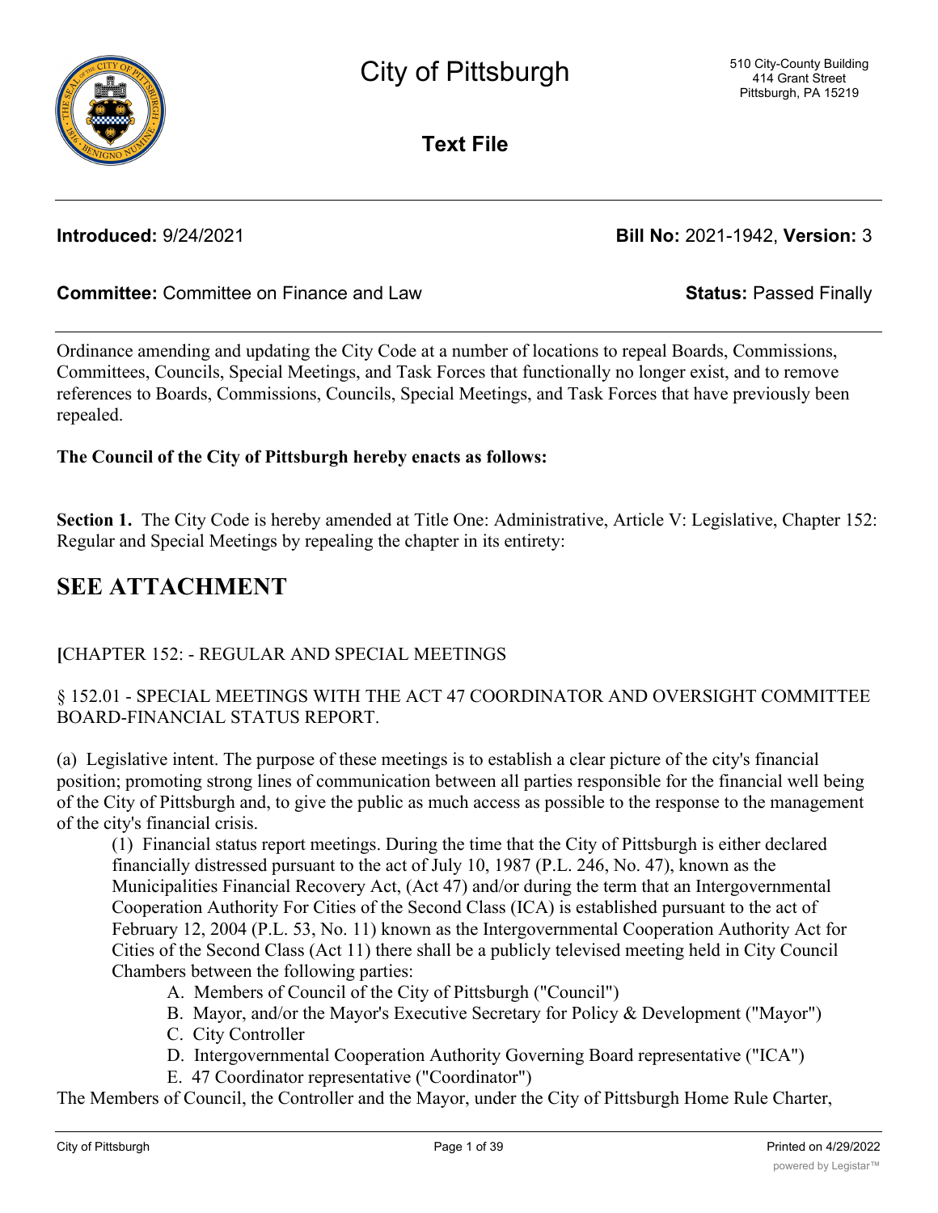# City of Pittsburgh

510 City-County Building
414 Grant Street
Pittsburgh, PA 15219

## Text File

**Introduced:** 9/24/2021 **Bill No:** 2021-1942, **Version:** 3

**Committee:** Committee on Finance and Law **Status:** Passed Finally

Ordinance amending and updating the City Code at a number of locations to repeal Boards, Commissions, Committees, Councils, Special Meetings, and Task Forces that functionally no longer exist, and to remove references to Boards, Commissions, Councils, Special Meetings, and Task Forces that have previously been repealed.

**The Council of the City of Pittsburgh hereby enacts as follows:**

**Section 1.** The City Code is hereby amended at Title One: Administrative, Article V: Legislative, Chapter 152: Regular and Special Meetings by repealing the chapter in its entirety:

# SEE ATTACHMENT

**[**CHAPTER 152: - REGULAR AND SPECIAL MEETINGS

§ 152.01 - SPECIAL MEETINGS WITH THE ACT 47 COORDINATOR AND OVERSIGHT COMMITTEE BOARD-FINANCIAL STATUS REPORT.

(a) Legislative intent. The purpose of these meetings is to establish a clear picture of the city's financial position; promoting strong lines of communication between all parties responsible for the financial well being of the City of Pittsburgh and, to give the public as much access as possible to the response to the management of the city's financial crisis.

(1) Financial status report meetings. During the time that the City of Pittsburgh is either declared financially distressed pursuant to the act of July 10, 1987 (P.L. 246, No. 47), known as the Municipalities Financial Recovery Act, (Act 47) and/or during the term that an Intergovernmental Cooperation Authority For Cities of the Second Class (ICA) is established pursuant to the act of February 12, 2004 (P.L. 53, No. 11) known as the Intergovernmental Cooperation Authority Act for Cities of the Second Class (Act 11) there shall be a publicly televised meeting held in City Council Chambers between the following parties:

A. Members of Council of the City of Pittsburgh ("Council")
B. Mayor, and/or the Mayor's Executive Secretary for Policy & Development ("Mayor")
C. City Controller
D. Intergovernmental Cooperation Authority Governing Board representative ("ICA")
E. 47 Coordinator representative ("Coordinator")

The Members of Council, the Controller and the Mayor, under the City of Pittsburgh Home Rule Charter,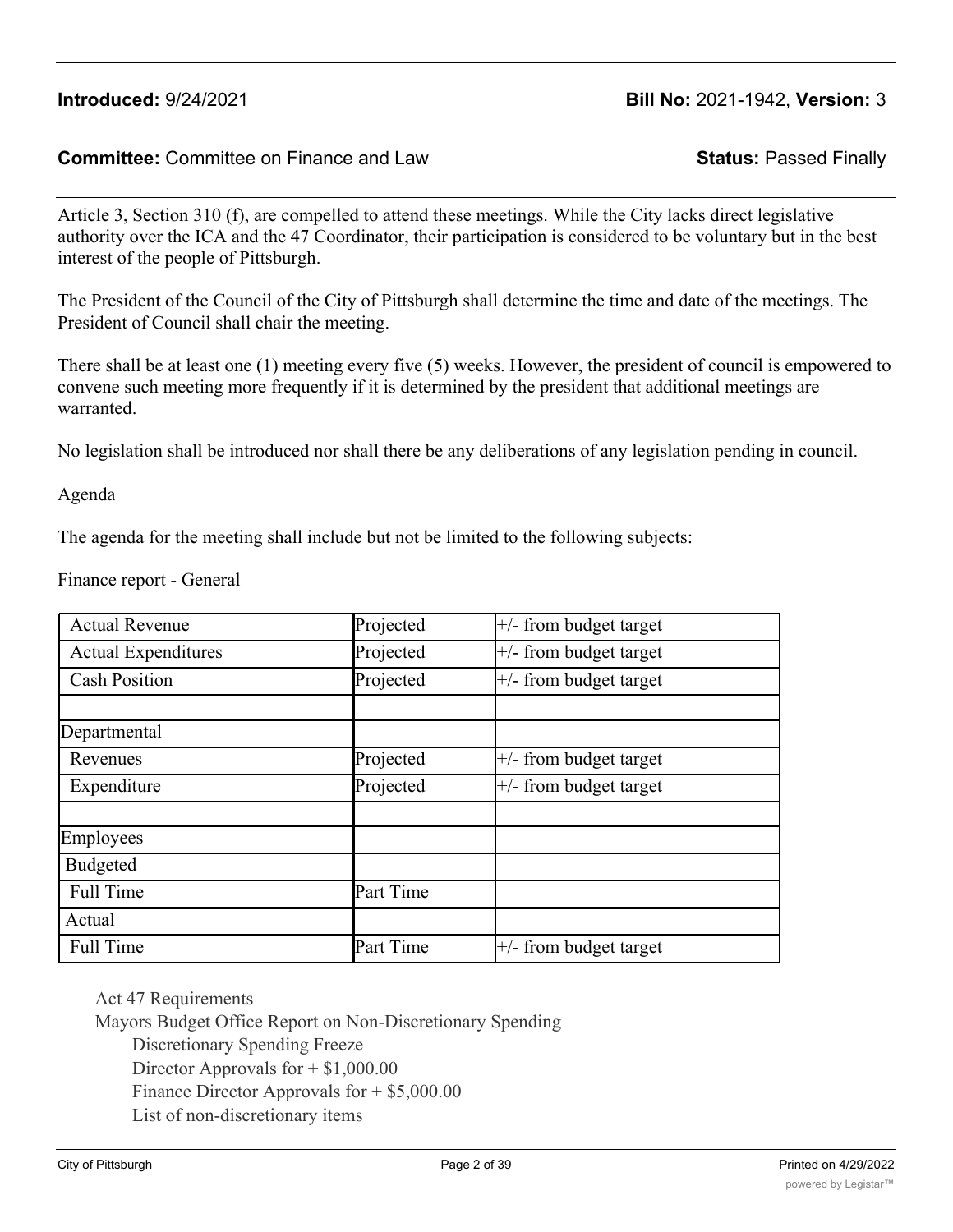**Introduced:** 9/24/2021 **Bill No:** 2021-1942, **Version:** 3

**Committee:** Committee on Finance and Law **Status:** Passed Finally

Article 3, Section 310 (f), are compelled to attend these meetings. While the City lacks direct legislative authority over the ICA and the 47 Coordinator, their participation is considered to be voluntary but in the best interest of the people of Pittsburgh.

The President of the Council of the City of Pittsburgh shall determine the time and date of the meetings. The President of Council shall chair the meeting.

There shall be at least one (1) meeting every five (5) weeks. However, the president of council is empowered to convene such meeting more frequently if it is determined by the president that additional meetings are warranted.

No legislation shall be introduced nor shall there be any deliberations of any legislation pending in council.

Agenda

The agenda for the meeting shall include but not be limited to the following subjects:

Finance report - General

| | | |
|---|---|---|
| Actual Revenue | Projected | +/- from budget target |
| Actual Expenditures | Projected | +/- from budget target |
| Cash Position | Projected | +/- from budget target |
| | | |
| Departmental | | |
| Revenues | Projected | +/- from budget target |
| Expenditure | Projected | +/- from budget target |
| | | |
| Employees | | |
| Budgeted | | |
| Full Time | Part Time | |
| Actual | | |
| Full Time | Part Time | +/- from budget target |

Act 47 Requirements

Mayors Budget Office Report on Non-Discretionary Spending

- Discretionary Spending Freeze
- Director Approvals for + $1,000.00
- Finance Director Approvals for + $5,000.00
- List of non-discretionary items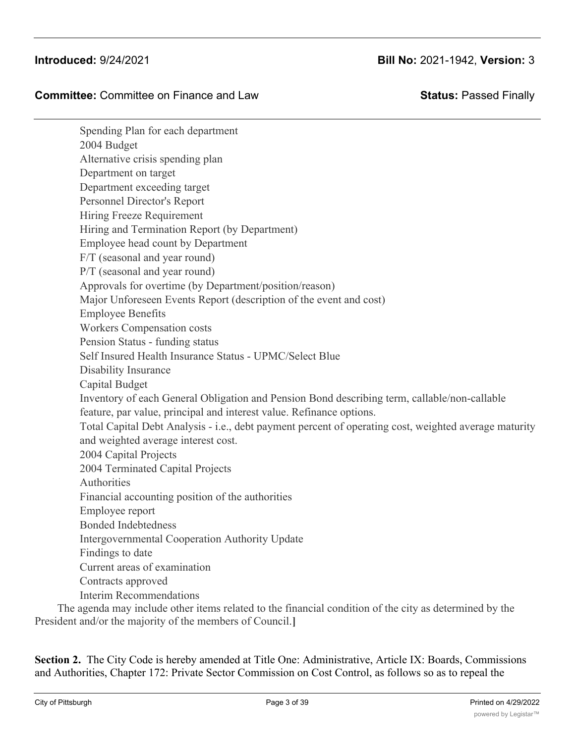Spending Plan for each department
2004 Budget
Alternative crisis spending plan
Department on target
Department exceeding target
Personnel Director's Report
Hiring Freeze Requirement
Hiring and Termination Report (by Department)
Employee head count by Department
F/T (seasonal and year round)
P/T (seasonal and year round)
Approvals for overtime (by Department/position/reason)
Major Unforeseen Events Report (description of the event and cost)
Employee Benefits
Workers Compensation costs
Pension Status - funding status
Self Insured Health Insurance Status - UPMC/Select Blue
Disability Insurance
Capital Budget
Inventory of each General Obligation and Pension Bond describing term, callable/non-callable feature, par value, principal and interest value. Refinance options.
Total Capital Debt Analysis - i.e., debt payment percent of operating cost, weighted average maturity and weighted average interest cost.
2004 Capital Projects
2004 Terminated Capital Projects
Authorities
Financial accounting position of the authorities
Employee report
Bonded Indebtedness
Intergovernmental Cooperation Authority Update
Findings to date
Current areas of examination
Contracts approved
Interim Recommendations

The agenda may include other items related to the financial condition of the city as determined by the President and/or the majority of the members of Council.**]**

**Section 2.** The City Code is hereby amended at Title One: Administrative, Article IX: Boards, Commissions and Authorities, Chapter 172: Private Sector Commission on Cost Control, as follows so as to repeal the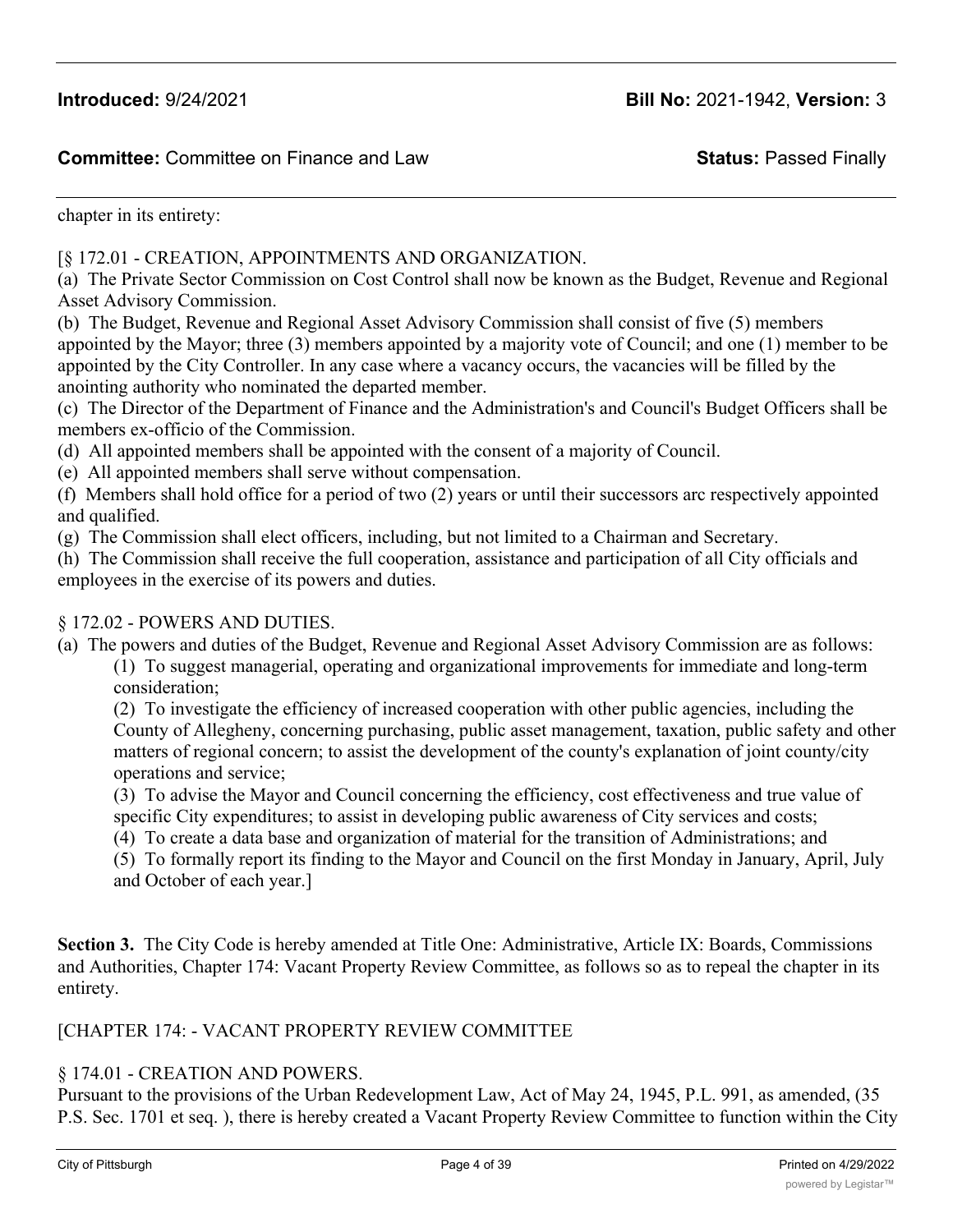chapter in its entirety:

[§ 172.01 - CREATION, APPOINTMENTS AND ORGANIZATION.

(a) The Private Sector Commission on Cost Control shall now be known as the Budget, Revenue and Regional Asset Advisory Commission.

(b) The Budget, Revenue and Regional Asset Advisory Commission shall consist of five (5) members appointed by the Mayor; three (3) members appointed by a majority vote of Council; and one (1) member to be appointed by the City Controller. In any case where a vacancy occurs, the vacancies will be filled by the anointing authority who nominated the departed member.

(c) The Director of the Department of Finance and the Administration's and Council's Budget Officers shall be members ex-officio of the Commission.

(d) All appointed members shall be appointed with the consent of a majority of Council.

(e) All appointed members shall serve without compensation.

(f) Members shall hold office for a period of two (2) years or until their successors arc respectively appointed and qualified.

(g) The Commission shall elect officers, including, but not limited to a Chairman and Secretary.

(h) The Commission shall receive the full cooperation, assistance and participation of all City officials and employees in the exercise of its powers and duties.

§ 172.02 - POWERS AND DUTIES.

(a) The powers and duties of the Budget, Revenue and Regional Asset Advisory Commission are as follows:

(1) To suggest managerial, operating and organizational improvements for immediate and long-term consideration;

(2) To investigate the efficiency of increased cooperation with other public agencies, including the County of Allegheny, concerning purchasing, public asset management, taxation, public safety and other matters of regional concern; to assist the development of the county's explanation of joint county/city operations and service;

(3) To advise the Mayor and Council concerning the efficiency, cost effectiveness and true value of specific City expenditures; to assist in developing public awareness of City services and costs;

(4) To create a data base and organization of material for the transition of Administrations; and

(5) To formally report its finding to the Mayor and Council on the first Monday in January, April, July and October of each year.]

**Section 3.** The City Code is hereby amended at Title One: Administrative, Article IX: Boards, Commissions and Authorities, Chapter 174: Vacant Property Review Committee, as follows so as to repeal the chapter in its entirety.

[CHAPTER 174: - VACANT PROPERTY REVIEW COMMITTEE

§ 174.01 - CREATION AND POWERS.

Pursuant to the provisions of the Urban Redevelopment Law, Act of May 24, 1945, P.L. 991, as amended, (35 P.S. Sec. 1701 et seq. ), there is hereby created a Vacant Property Review Committee to function within the City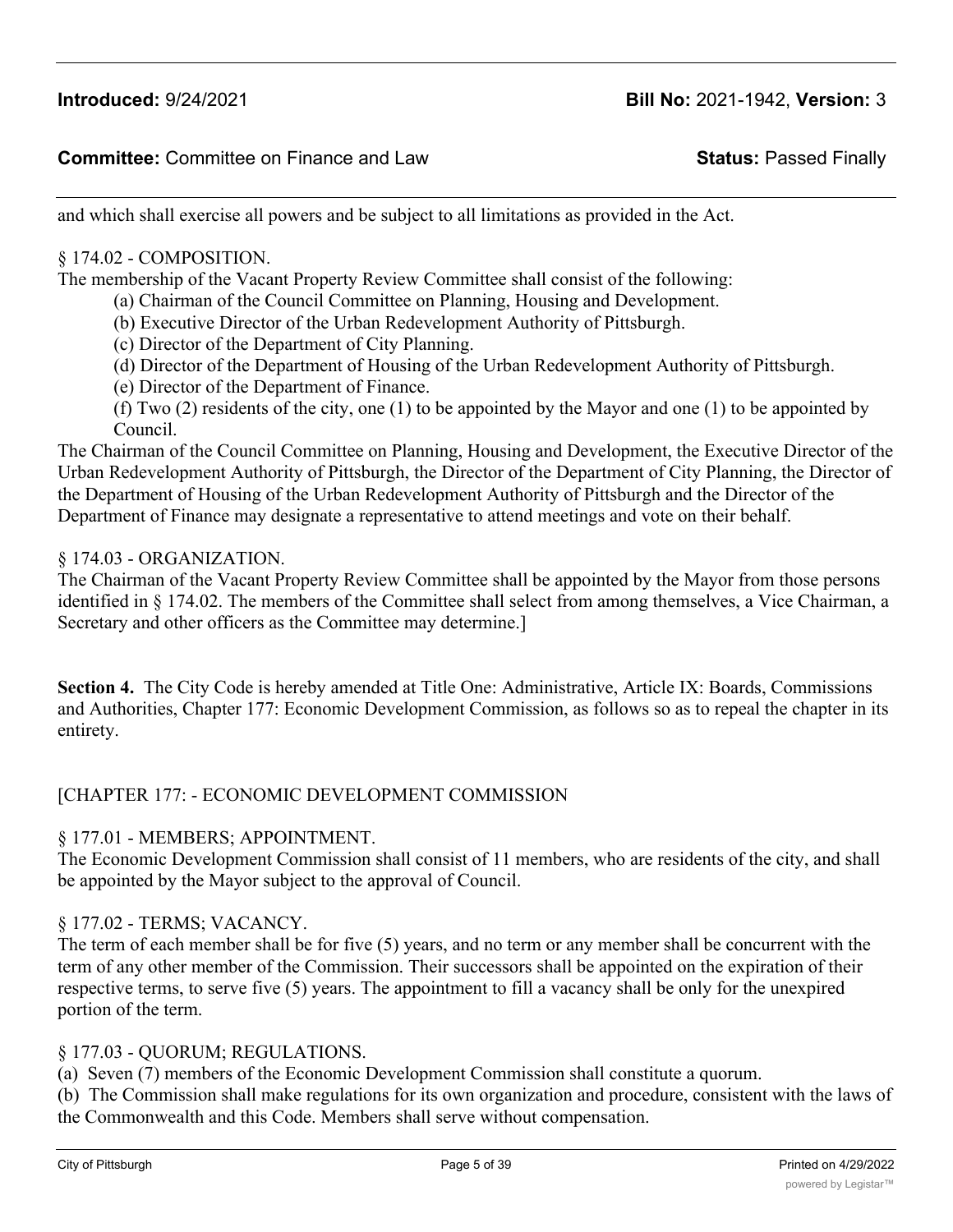and which shall exercise all powers and be subject to all limitations as provided in the Act.

§ 174.02 - COMPOSITION.

The membership of the Vacant Property Review Committee shall consist of the following:

(a) Chairman of the Council Committee on Planning, Housing and Development.

(b) Executive Director of the Urban Redevelopment Authority of Pittsburgh.

(c) Director of the Department of City Planning.

(d) Director of the Department of Housing of the Urban Redevelopment Authority of Pittsburgh.

(e) Director of the Department of Finance.

(f) Two (2) residents of the city, one (1) to be appointed by the Mayor and one (1) to be appointed by Council.

The Chairman of the Council Committee on Planning, Housing and Development, the Executive Director of the Urban Redevelopment Authority of Pittsburgh, the Director of the Department of City Planning, the Director of the Department of Housing of the Urban Redevelopment Authority of Pittsburgh and the Director of the Department of Finance may designate a representative to attend meetings and vote on their behalf.

§ 174.03 - ORGANIZATION.

The Chairman of the Vacant Property Review Committee shall be appointed by the Mayor from those persons identified in § 174.02. The members of the Committee shall select from among themselves, a Vice Chairman, a Secretary and other officers as the Committee may determine.]

**Section 4.** The City Code is hereby amended at Title One: Administrative, Article IX: Boards, Commissions and Authorities, Chapter 177: Economic Development Commission, as follows so as to repeal the chapter in its entirety.

[CHAPTER 177: - ECONOMIC DEVELOPMENT COMMISSION

§ 177.01 - MEMBERS; APPOINTMENT.

The Economic Development Commission shall consist of 11 members, who are residents of the city, and shall be appointed by the Mayor subject to the approval of Council.

§ 177.02 - TERMS; VACANCY.

The term of each member shall be for five (5) years, and no term or any member shall be concurrent with the term of any other member of the Commission. Their successors shall be appointed on the expiration of their respective terms, to serve five (5) years. The appointment to fill a vacancy shall be only for the unexpired portion of the term.

§ 177.03 - QUORUM; REGULATIONS.

(a) Seven (7) members of the Economic Development Commission shall constitute a quorum.

(b) The Commission shall make regulations for its own organization and procedure, consistent with the laws of the Commonwealth and this Code. Members shall serve without compensation.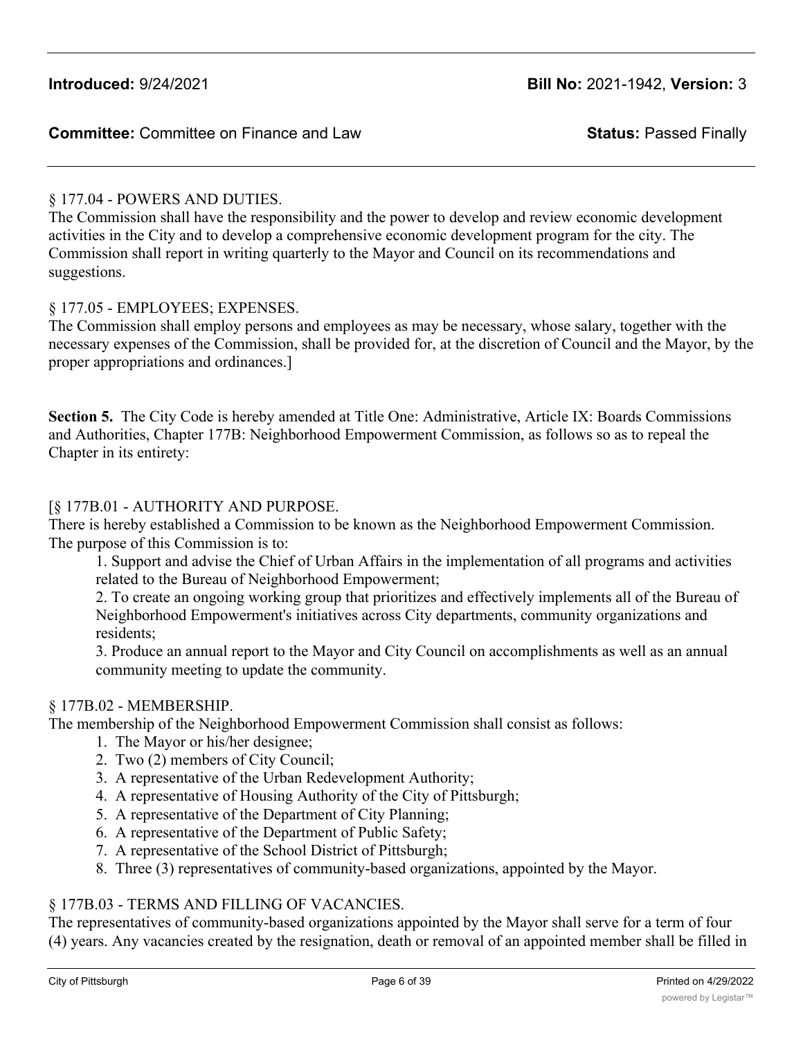**Introduced:** 9/24/2021 **Bill No:** 2021-1942, **Version:** 3

**Committee:** Committee on Finance and Law **Status:** Passed Finally

§ 177.04 - POWERS AND DUTIES.

The Commission shall have the responsibility and the power to develop and review economic development activities in the City and to develop a comprehensive economic development program for the city. The Commission shall report in writing quarterly to the Mayor and Council on its recommendations and suggestions.

§ 177.05 - EMPLOYEES; EXPENSES.

The Commission shall employ persons and employees as may be necessary, whose salary, together with the necessary expenses of the Commission, shall be provided for, at the discretion of Council and the Mayor, by the proper appropriations and ordinances.]

**Section 5.** The City Code is hereby amended at Title One: Administrative, Article IX: Boards Commissions and Authorities, Chapter 177B: Neighborhood Empowerment Commission, as follows so as to repeal the Chapter in its entirety:

[§ 177B.01 - AUTHORITY AND PURPOSE.

There is hereby established a Commission to be known as the Neighborhood Empowerment Commission. The purpose of this Commission is to:

1. Support and advise the Chief of Urban Affairs in the implementation of all programs and activities related to the Bureau of Neighborhood Empowerment;
2. To create an ongoing working group that prioritizes and effectively implements all of the Bureau of Neighborhood Empowerment's initiatives across City departments, community organizations and residents;
3. Produce an annual report to the Mayor and City Council on accomplishments as well as an annual community meeting to update the community.

§ 177B.02 - MEMBERSHIP.

The membership of the Neighborhood Empowerment Commission shall consist as follows:

1. The Mayor or his/her designee;
2. Two (2) members of City Council;
3. A representative of the Urban Redevelopment Authority;
4. A representative of Housing Authority of the City of Pittsburgh;
5. A representative of the Department of City Planning;
6. A representative of the Department of Public Safety;
7. A representative of the School District of Pittsburgh;
8. Three (3) representatives of community-based organizations, appointed by the Mayor.

§ 177B.03 - TERMS AND FILLING OF VACANCIES.

The representatives of community-based organizations appointed by the Mayor shall serve for a term of four (4) years. Any vacancies created by the resignation, death or removal of an appointed member shall be filled in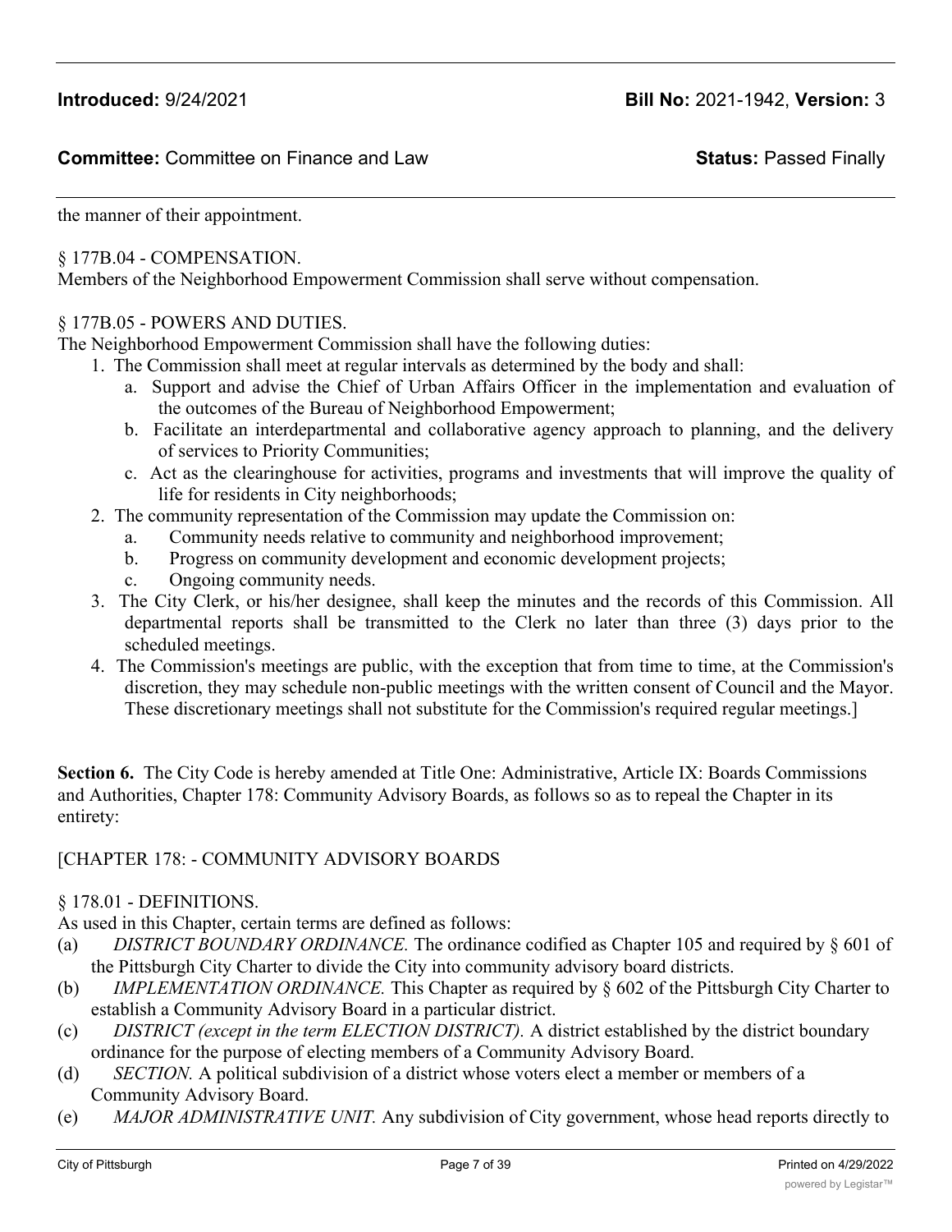the manner of their appointment.

§ 177B.04 - COMPENSATION.
Members of the Neighborhood Empowerment Commission shall serve without compensation.

§ 177B.05 - POWERS AND DUTIES.
The Neighborhood Empowerment Commission shall have the following duties:

1. The Commission shall meet at regular intervals as determined by the body and shall:
   a. Support and advise the Chief of Urban Affairs Officer in the implementation and evaluation of the outcomes of the Bureau of Neighborhood Empowerment;
   b. Facilitate an interdepartmental and collaborative agency approach to planning, and the delivery of services to Priority Communities;
   c. Act as the clearinghouse for activities, programs and investments that will improve the quality of life for residents in City neighborhoods;
2. The community representation of the Commission may update the Commission on:
   a. Community needs relative to community and neighborhood improvement;
   b. Progress on community development and economic development projects;
   c. Ongoing community needs.
3. The City Clerk, or his/her designee, shall keep the minutes and the records of this Commission. All departmental reports shall be transmitted to the Clerk no later than three (3) days prior to the scheduled meetings.
4. The Commission's meetings are public, with the exception that from time to time, at the Commission's discretion, they may schedule non-public meetings with the written consent of Council and the Mayor. These discretionary meetings shall not substitute for the Commission's required regular meetings.]

**Section 6.** The City Code is hereby amended at Title One: Administrative, Article IX: Boards Commissions and Authorities, Chapter 178: Community Advisory Boards, as follows so as to repeal the Chapter in its entirety:

[CHAPTER 178: - COMMUNITY ADVISORY BOARDS

§ 178.01 - DEFINITIONS.
As used in this Chapter, certain terms are defined as follows:

(a) *DISTRICT BOUNDARY ORDINANCE.* The ordinance codified as Chapter 105 and required by § 601 of the Pittsburgh City Charter to divide the City into community advisory board districts.
(b) *IMPLEMENTATION ORDINANCE.* This Chapter as required by § 602 of the Pittsburgh City Charter to establish a Community Advisory Board in a particular district.
(c) *DISTRICT (except in the term ELECTION DISTRICT).* A district established by the district boundary ordinance for the purpose of electing members of a Community Advisory Board.
(d) *SECTION.* A political subdivision of a district whose voters elect a member or members of a Community Advisory Board.
(e) *MAJOR ADMINISTRATIVE UNIT.* Any subdivision of City government, whose head reports directly to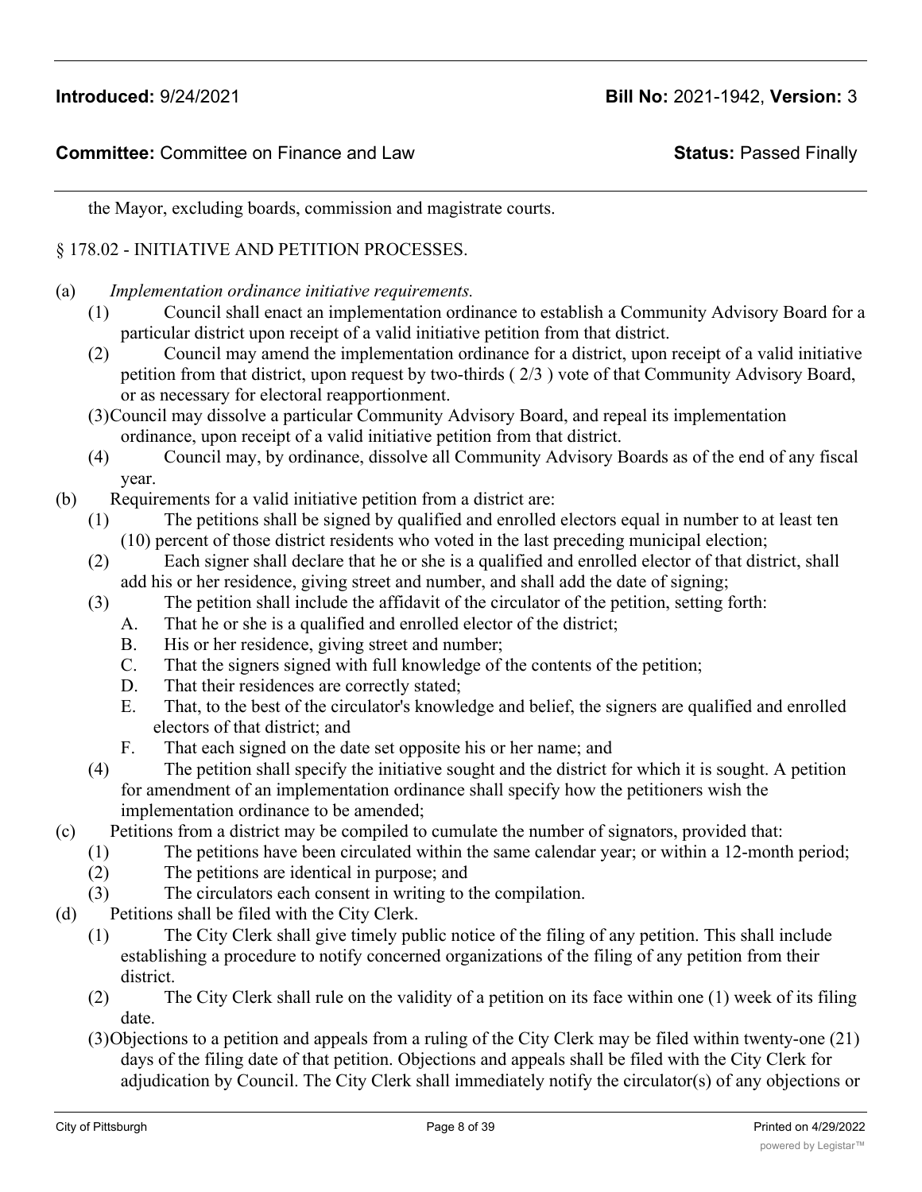the Mayor, excluding boards, commission and magistrate courts.

§ 178.02 - INITIATIVE AND PETITION PROCESSES.

(a) *Implementation ordinance initiative requirements.*

(1) Council shall enact an implementation ordinance to establish a Community Advisory Board for a particular district upon receipt of a valid initiative petition from that district.

(2) Council may amend the implementation ordinance for a district, upon receipt of a valid initiative petition from that district, upon request by two-thirds ( 2/3 ) vote of that Community Advisory Board, or as necessary for electoral reapportionment.

(3) Council may dissolve a particular Community Advisory Board, and repeal its implementation ordinance, upon receipt of a valid initiative petition from that district.

(4) Council may, by ordinance, dissolve all Community Advisory Boards as of the end of any fiscal year.

(b) Requirements for a valid initiative petition from a district are:

(1) The petitions shall be signed by qualified and enrolled electors equal in number to at least ten (10) percent of those district residents who voted in the last preceding municipal election;

(2) Each signer shall declare that he or she is a qualified and enrolled elector of that district, shall add his or her residence, giving street and number, and shall add the date of signing;

(3) The petition shall include the affidavit of the circulator of the petition, setting forth:

A. That he or she is a qualified and enrolled elector of the district;

B. His or her residence, giving street and number;

C. That the signers signed with full knowledge of the contents of the petition;

D. That their residences are correctly stated;

E. That, to the best of the circulator's knowledge and belief, the signers are qualified and enrolled electors of that district; and

F. That each signed on the date set opposite his or her name; and

(4) The petition shall specify the initiative sought and the district for which it is sought. A petition for amendment of an implementation ordinance shall specify how the petitioners wish the implementation ordinance to be amended;

(c) Petitions from a district may be compiled to cumulate the number of signators, provided that:

(1) The petitions have been circulated within the same calendar year; or within a 12-month period;

(2) The petitions are identical in purpose; and

(3) The circulators each consent in writing to the compilation.

(d) Petitions shall be filed with the City Clerk.

(1) The City Clerk shall give timely public notice of the filing of any petition. This shall include establishing a procedure to notify concerned organizations of the filing of any petition from their district.

(2) The City Clerk shall rule on the validity of a petition on its face within one (1) week of its filing date.

(3) Objections to a petition and appeals from a ruling of the City Clerk may be filed within twenty-one (21) days of the filing date of that petition. Objections and appeals shall be filed with the City Clerk for adjudication by Council. The City Clerk shall immediately notify the circulator(s) of any objections or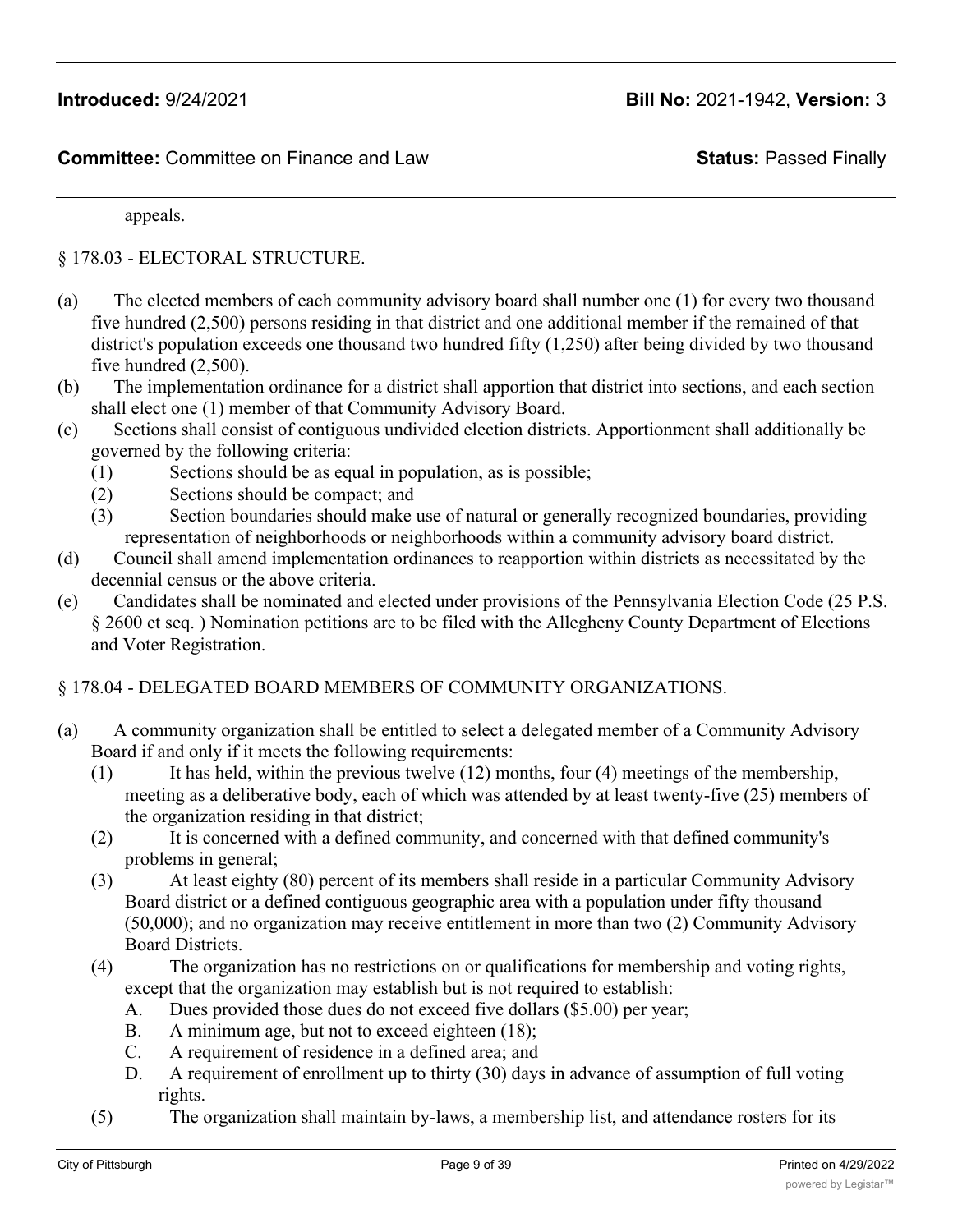appeals.

§ 178.03 - ELECTORAL STRUCTURE.

(a) The elected members of each community advisory board shall number one (1) for every two thousand five hundred (2,500) persons residing in that district and one additional member if the remained of that district's population exceeds one thousand two hundred fifty (1,250) after being divided by two thousand five hundred (2,500).

(b) The implementation ordinance for a district shall apportion that district into sections, and each section shall elect one (1) member of that Community Advisory Board.

(c) Sections shall consist of contiguous undivided election districts. Apportionment shall additionally be governed by the following criteria:

   (1) Sections should be as equal in population, as is possible;
   
   (2) Sections should be compact; and
   
   (3) Section boundaries should make use of natural or generally recognized boundaries, providing representation of neighborhoods or neighborhoods within a community advisory board district.

(d) Council shall amend implementation ordinances to reapportion within districts as necessitated by the decennial census or the above criteria.

(e) Candidates shall be nominated and elected under provisions of the Pennsylvania Election Code (25 P.S. § 2600 et seq. ) Nomination petitions are to be filed with the Allegheny County Department of Elections and Voter Registration.

§ 178.04 - DELEGATED BOARD MEMBERS OF COMMUNITY ORGANIZATIONS.

(a) A community organization shall be entitled to select a delegated member of a Community Advisory Board if and only if it meets the following requirements:

   (1) It has held, within the previous twelve (12) months, four (4) meetings of the membership, meeting as a deliberative body, each of which was attended by at least twenty-five (25) members of the organization residing in that district;
   
   (2) It is concerned with a defined community, and concerned with that defined community's problems in general;
   
   (3) At least eighty (80) percent of its members shall reside in a particular Community Advisory Board district or a defined contiguous geographic area with a population under fifty thousand (50,000); and no organization may receive entitlement in more than two (2) Community Advisory Board Districts.
   
   (4) The organization has no restrictions on or qualifications for membership and voting rights, except that the organization may establish but is not required to establish:
   
      A. Dues provided those dues do not exceed five dollars ($5.00) per year;
      
      B. A minimum age, but not to exceed eighteen (18);
      
      C. A requirement of residence in a defined area; and
      
      D. A requirement of enrollment up to thirty (30) days in advance of assumption of full voting rights.
   
   (5) The organization shall maintain by-laws, a membership list, and attendance rosters for its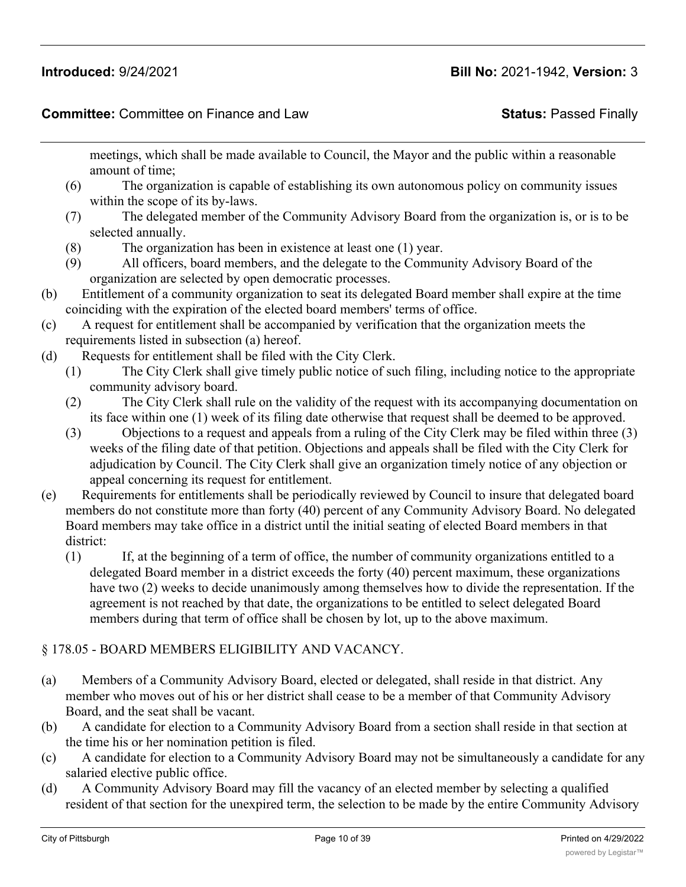meetings, which shall be made available to Council, the Mayor and the public within a reasonable amount of time;

(6) The organization is capable of establishing its own autonomous policy on community issues within the scope of its by-laws.

(7) The delegated member of the Community Advisory Board from the organization is, or is to be selected annually.

(8) The organization has been in existence at least one (1) year.

(9) All officers, board members, and the delegate to the Community Advisory Board of the organization are selected by open democratic processes.

(b) Entitlement of a community organization to seat its delegated Board member shall expire at the time coinciding with the expiration of the elected board members' terms of office.

(c) A request for entitlement shall be accompanied by verification that the organization meets the requirements listed in subsection (a) hereof.

(d) Requests for entitlement shall be filed with the City Clerk.

(1) The City Clerk shall give timely public notice of such filing, including notice to the appropriate community advisory board.

(2) The City Clerk shall rule on the validity of the request with its accompanying documentation on its face within one (1) week of its filing date otherwise that request shall be deemed to be approved.

(3) Objections to a request and appeals from a ruling of the City Clerk may be filed within three (3) weeks of the filing date of that petition. Objections and appeals shall be filed with the City Clerk for adjudication by Council. The City Clerk shall give an organization timely notice of any objection or appeal concerning its request for entitlement.

(e) Requirements for entitlements shall be periodically reviewed by Council to insure that delegated board members do not constitute more than forty (40) percent of any Community Advisory Board. No delegated Board members may take office in a district until the initial seating of elected Board members in that district:

(1) If, at the beginning of a term of office, the number of community organizations entitled to a delegated Board member in a district exceeds the forty (40) percent maximum, these organizations have two (2) weeks to decide unanimously among themselves how to divide the representation. If the agreement is not reached by that date, the organizations to be entitled to select delegated Board members during that term of office shall be chosen by lot, up to the above maximum.

§ 178.05 - BOARD MEMBERS ELIGIBILITY AND VACANCY.

(a) Members of a Community Advisory Board, elected or delegated, shall reside in that district. Any member who moves out of his or her district shall cease to be a member of that Community Advisory Board, and the seat shall be vacant.

(b) A candidate for election to a Community Advisory Board from a section shall reside in that section at the time his or her nomination petition is filed.

(c) A candidate for election to a Community Advisory Board may not be simultaneously a candidate for any salaried elective public office.

(d) A Community Advisory Board may fill the vacancy of an elected member by selecting a qualified resident of that section for the unexpired term, the selection to be made by the entire Community Advisory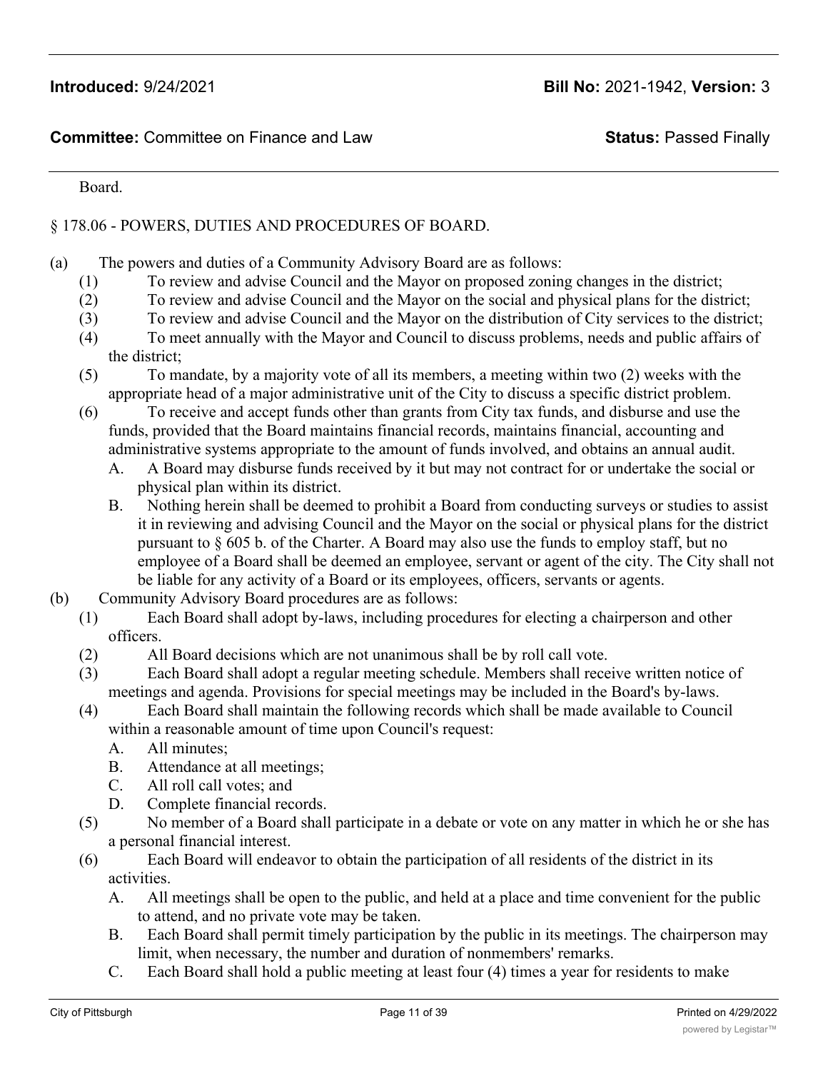Board.

§ 178.06 - POWERS, DUTIES AND PROCEDURES OF BOARD.

(a) The powers and duties of a Community Advisory Board are as follows:

(1) To review and advise Council and the Mayor on proposed zoning changes in the district;

(2) To review and advise Council and the Mayor on the social and physical plans for the district;

(3) To review and advise Council and the Mayor on the distribution of City services to the district;

(4) To meet annually with the Mayor and Council to discuss problems, needs and public affairs of the district;

(5) To mandate, by a majority vote of all its members, a meeting within two (2) weeks with the appropriate head of a major administrative unit of the City to discuss a specific district problem.

(6) To receive and accept funds other than grants from City tax funds, and disburse and use the funds, provided that the Board maintains financial records, maintains financial, accounting and administrative systems appropriate to the amount of funds involved, and obtains an annual audit.

A. A Board may disburse funds received by it but may not contract for or undertake the social or physical plan within its district.

B. Nothing herein shall be deemed to prohibit a Board from conducting surveys or studies to assist it in reviewing and advising Council and the Mayor on the social or physical plans for the district pursuant to § 605 b. of the Charter. A Board may also use the funds to employ staff, but no employee of a Board shall be deemed an employee, servant or agent of the city. The City shall not be liable for any activity of a Board or its employees, officers, servants or agents.

(b) Community Advisory Board procedures are as follows:

(1) Each Board shall adopt by-laws, including procedures for electing a chairperson and other officers.

(2) All Board decisions which are not unanimous shall be by roll call vote.

(3) Each Board shall adopt a regular meeting schedule. Members shall receive written notice of meetings and agenda. Provisions for special meetings may be included in the Board's by-laws.

(4) Each Board shall maintain the following records which shall be made available to Council within a reasonable amount of time upon Council's request:

A. All minutes;

B. Attendance at all meetings;

C. All roll call votes; and

D. Complete financial records.

(5) No member of a Board shall participate in a debate or vote on any matter in which he or she has a personal financial interest.

(6) Each Board will endeavor to obtain the participation of all residents of the district in its activities.

A. All meetings shall be open to the public, and held at a place and time convenient for the public to attend, and no private vote may be taken.

B. Each Board shall permit timely participation by the public in its meetings. The chairperson may limit, when necessary, the number and duration of nonmembers' remarks.

C. Each Board shall hold a public meeting at least four (4) times a year for residents to make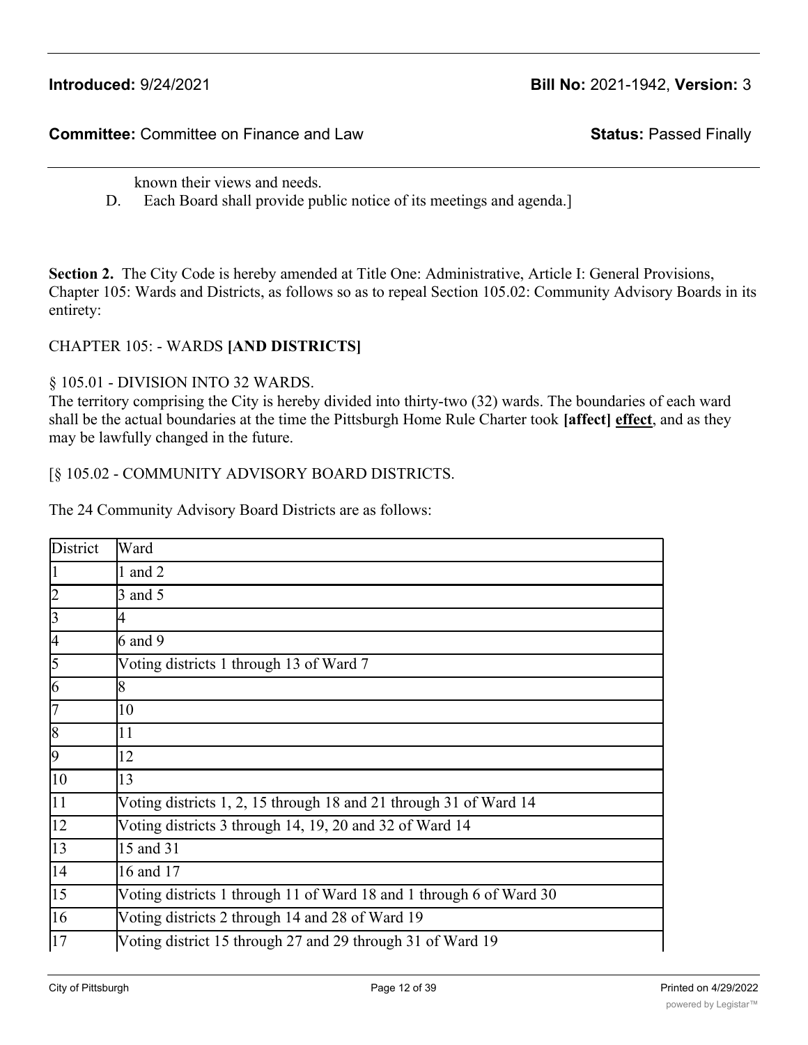known their views and needs.

D. Each Board shall provide public notice of its meetings and agenda.]

**Section 2.** The City Code is hereby amended at Title One: Administrative, Article I: General Provisions, Chapter 105: Wards and Districts, as follows so as to repeal Section 105.02: Community Advisory Boards in its entirety:

CHAPTER 105: - WARDS **[AND DISTRICTS]**

§ 105.01 - DIVISION INTO 32 WARDS.

The territory comprising the City is hereby divided into thirty-two (32) wards. The boundaries of each ward shall be the actual boundaries at the time the Pittsburgh Home Rule Charter took **[affect]** **<u>effect</u>**, and as they may be lawfully changed in the future.

[§ 105.02 - COMMUNITY ADVISORY BOARD DISTRICTS.

The 24 Community Advisory Board Districts are as follows:

| District | Ward |
|---|---|
| 1 | 1 and 2 |
| 2 | 3 and 5 |
| 3 | 4 |
| 4 | 6 and 9 |
| 5 | Voting districts 1 through 13 of Ward 7 |
| 6 | 8 |
| 7 | 10 |
| 8 | 11 |
| 9 | 12 |
| 10 | 13 |
| 11 | Voting districts 1, 2, 15 through 18 and 21 through 31 of Ward 14 |
| 12 | Voting districts 3 through 14, 19, 20 and 32 of Ward 14 |
| 13 | 15 and 31 |
| 14 | 16 and 17 |
| 15 | Voting districts 1 through 11 of Ward 18 and 1 through 6 of Ward 30 |
| 16 | Voting districts 2 through 14 and 28 of Ward 19 |
| 17 | Voting district 15 through 27 and 29 through 31 of Ward 19 |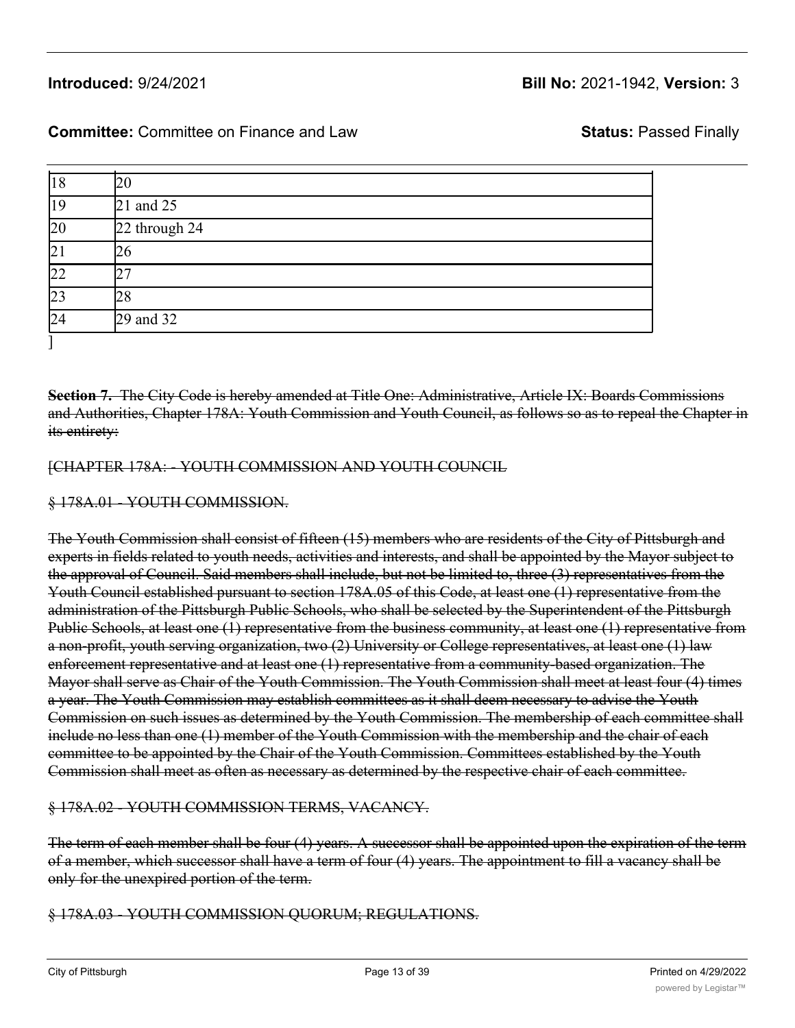| 18 | 20 |
|---|---|
| 19 | 21 and 25 |
| 20 | 22 through 24 |
| 21 | 26 |
| 22 | 27 |
| 23 | 28 |
| 24 | 29 and 32 |

]

**Section 7.** ~~The City Code is hereby amended at Title One: Administrative, Article IX: Boards Commissions and Authorities, Chapter 178A: Youth Commission and Youth Council, as follows so as to repeal the Chapter in its entirety:~~

[~~CHAPTER 178A: - YOUTH COMMISSION AND YOUTH COUNCIL~~

~~§ 178A.01 - YOUTH COMMISSION.~~

~~The Youth Commission shall consist of fifteen (15) members who are residents of the City of Pittsburgh and experts in fields related to youth needs, activities and interests, and shall be appointed by the Mayor subject to the approval of Council. Said members shall include, but not be limited to, three (3) representatives from the Youth Council established pursuant to section 178A.05 of this Code, at least one (1) representative from the administration of the Pittsburgh Public Schools, who shall be selected by the Superintendent of the Pittsburgh Public Schools, at least one (1) representative from the business community, at least one (1) representative from a non-profit, youth serving organization, two (2) University or College representatives, at least one (1) law enforcement representative and at least one (1) representative from a community-based organization. The Mayor shall serve as Chair of the Youth Commission. The Youth Commission shall meet at least four (4) times a year. The Youth Commission may establish committees as it shall deem necessary to advise the Youth Commission on such issues as determined by the Youth Commission. The membership of each committee shall include no less than one (1) member of the Youth Commission with the membership and the chair of each committee to be appointed by the Chair of the Youth Commission. Committees established by the Youth Commission shall meet as often as necessary as determined by the respective chair of each committee.~~

~~§ 178A.02 - YOUTH COMMISSION TERMS, VACANCY.~~

~~The term of each member shall be four (4) years. A successor shall be appointed upon the expiration of the term of a member, which successor shall have a term of four (4) years. The appointment to fill a vacancy shall be only for the unexpired portion of the term.~~

~~§ 178A.03 - YOUTH COMMISSION QUORUM; REGULATIONS.~~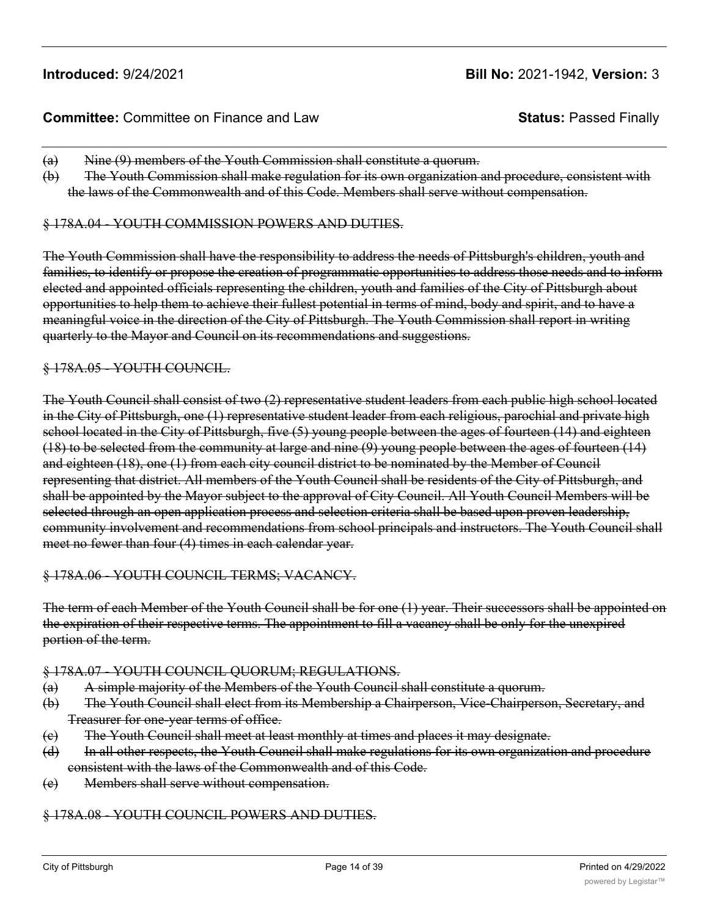~~(a) Nine (9) members of the Youth Commission shall constitute a quorum.~~

~~(b) The Youth Commission shall make regulation for its own organization and procedure, consistent with the laws of the Commonwealth and of this Code. Members shall serve without compensation.~~

~~§ 178A.04 - YOUTH COMMISSION POWERS AND DUTIES.~~

~~The Youth Commission shall have the responsibility to address the needs of Pittsburgh's children, youth and families, to identify or propose the creation of programmatic opportunities to address those needs and to inform elected and appointed officials representing the children, youth and families of the City of Pittsburgh about opportunities to help them to achieve their fullest potential in terms of mind, body and spirit, and to have a meaningful voice in the direction of the City of Pittsburgh. The Youth Commission shall report in writing quarterly to the Mayor and Council on its recommendations and suggestions.~~

~~§ 178A.05 - YOUTH COUNCIL.~~

~~The Youth Council shall consist of two (2) representative student leaders from each public high school located in the City of Pittsburgh, one (1) representative student leader from each religious, parochial and private high school located in the City of Pittsburgh, five (5) young people between the ages of fourteen (14) and eighteen (18) to be selected from the community at large and nine (9) young people between the ages of fourteen (14) and eighteen (18), one (1) from each city council district to be nominated by the Member of Council representing that district. All members of the Youth Council shall be residents of the City of Pittsburgh, and shall be appointed by the Mayor subject to the approval of City Council. All Youth Council Members will be selected through an open application process and selection criteria shall be based upon proven leadership, community involvement and recommendations from school principals and instructors. The Youth Council shall meet no fewer than four (4) times in each calendar year.~~

~~§ 178A.06 - YOUTH COUNCIL TERMS; VACANCY.~~

~~The term of each Member of the Youth Council shall be for one (1) year. Their successors shall be appointed on the expiration of their respective terms. The appointment to fill a vacancy shall be only for the unexpired portion of the term.~~

~~§ 178A.07 - YOUTH COUNCIL QUORUM; REGULATIONS.~~

~~(a) A simple majority of the Members of the Youth Council shall constitute a quorum.~~

~~(b) The Youth Council shall elect from its Membership a Chairperson, Vice-Chairperson, Secretary, and Treasurer for one-year terms of office.~~

~~(c) The Youth Council shall meet at least monthly at times and places it may designate.~~

~~(d) In all other respects, the Youth Council shall make regulations for its own organization and procedure consistent with the laws of the Commonwealth and of this Code.~~

~~(e) Members shall serve without compensation.~~

~~§ 178A.08 - YOUTH COUNCIL POWERS AND DUTIES.~~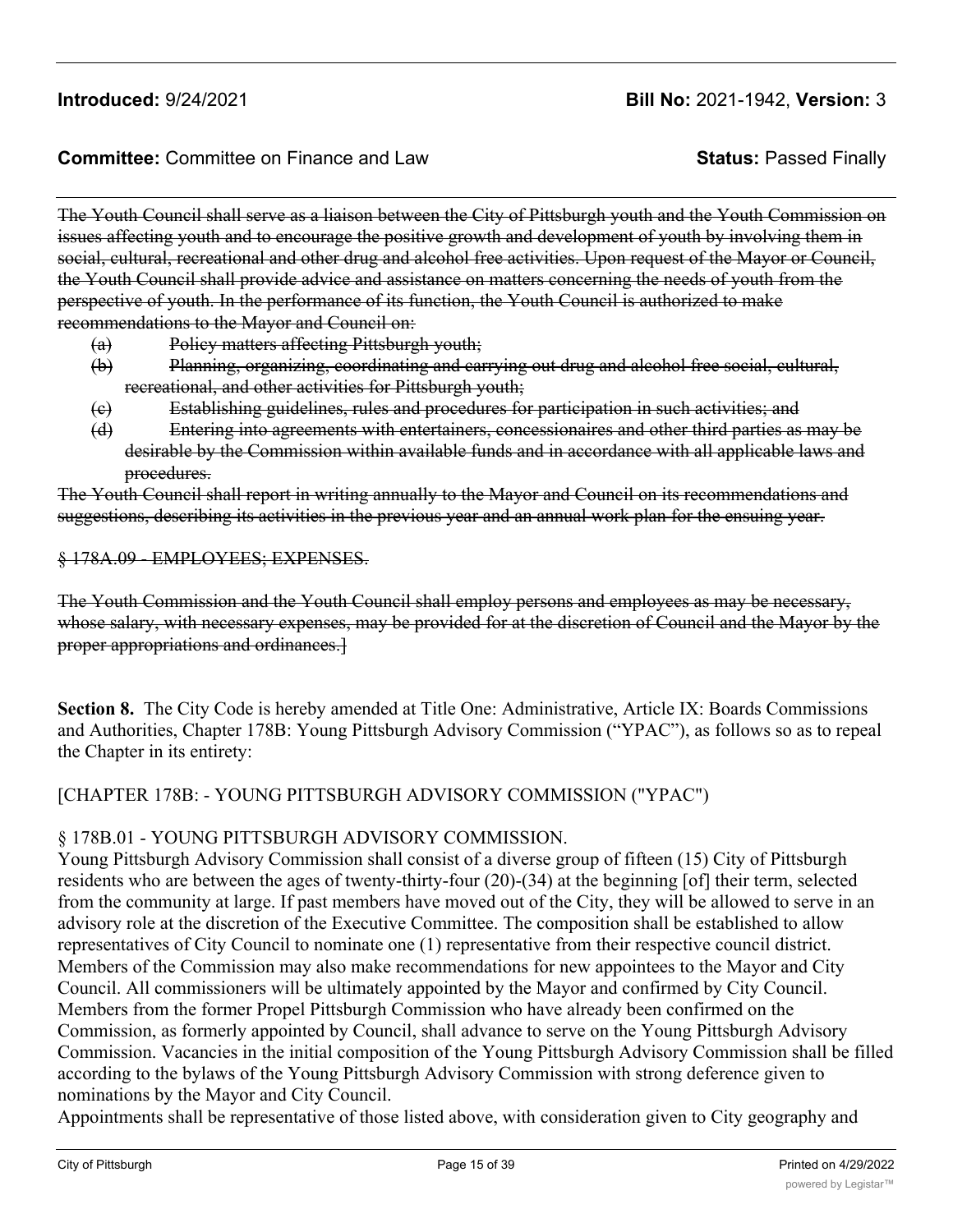**Introduced:** 9/24/2021 **Bill No:** 2021-1942, **Version:** 3

**Committee:** Committee on Finance and Law **Status:** Passed Finally

~~The Youth Council shall serve as a liaison between the City of Pittsburgh youth and the Youth Commission on issues affecting youth and to encourage the positive growth and development of youth by involving them in social, cultural, recreational and other drug and alcohol free activities. Upon request of the Mayor or Council, the Youth Council shall provide advice and assistance on matters concerning the needs of youth from the perspective of youth. In the performance of its function, the Youth Council is authorized to make recommendations to the Mayor and Council on:~~

~~(a) Policy matters affecting Pittsburgh youth;~~

~~(b) Planning, organizing, coordinating and carrying out drug and alcohol free social, cultural, recreational, and other activities for Pittsburgh youth;~~

~~(c) Establishing guidelines, rules and procedures for participation in such activities; and~~

~~(d) Entering into agreements with entertainers, concessionaires and other third parties as may be desirable by the Commission within available funds and in accordance with all applicable laws and procedures.~~

~~The Youth Council shall report in writing annually to the Mayor and Council on its recommendations and suggestions, describing its activities in the previous year and an annual work plan for the ensuing year.~~

~~§ 178A.09 - EMPLOYEES; EXPENSES.~~

~~The Youth Commission and the Youth Council shall employ persons and employees as may be necessary, whose salary, with necessary expenses, may be provided for at the discretion of Council and the Mayor by the proper appropriations and ordinances.]~~

**Section 8.** The City Code is hereby amended at Title One: Administrative, Article IX: Boards Commissions and Authorities, Chapter 178B: Young Pittsburgh Advisory Commission ("YPAC"), as follows so as to repeal the Chapter in its entirety:

[CHAPTER 178B: - YOUNG PITTSBURGH ADVISORY COMMISSION ("YPAC")

§ 178B.01 - YOUNG PITTSBURGH ADVISORY COMMISSION.

Young Pittsburgh Advisory Commission shall consist of a diverse group of fifteen (15) City of Pittsburgh residents who are between the ages of twenty-thirty-four (20)-(34) at the beginning [of] their term, selected from the community at large. If past members have moved out of the City, they will be allowed to serve in an advisory role at the discretion of the Executive Committee. The composition shall be established to allow representatives of City Council to nominate one (1) representative from their respective council district. Members of the Commission may also make recommendations for new appointees to the Mayor and City Council. All commissioners will be ultimately appointed by the Mayor and confirmed by City Council. Members from the former Propel Pittsburgh Commission who have already been confirmed on the Commission, as formerly appointed by Council, shall advance to serve on the Young Pittsburgh Advisory Commission. Vacancies in the initial composition of the Young Pittsburgh Advisory Commission shall be filled according to the bylaws of the Young Pittsburgh Advisory Commission with strong deference given to nominations by the Mayor and City Council.

Appointments shall be representative of those listed above, with consideration given to City geography and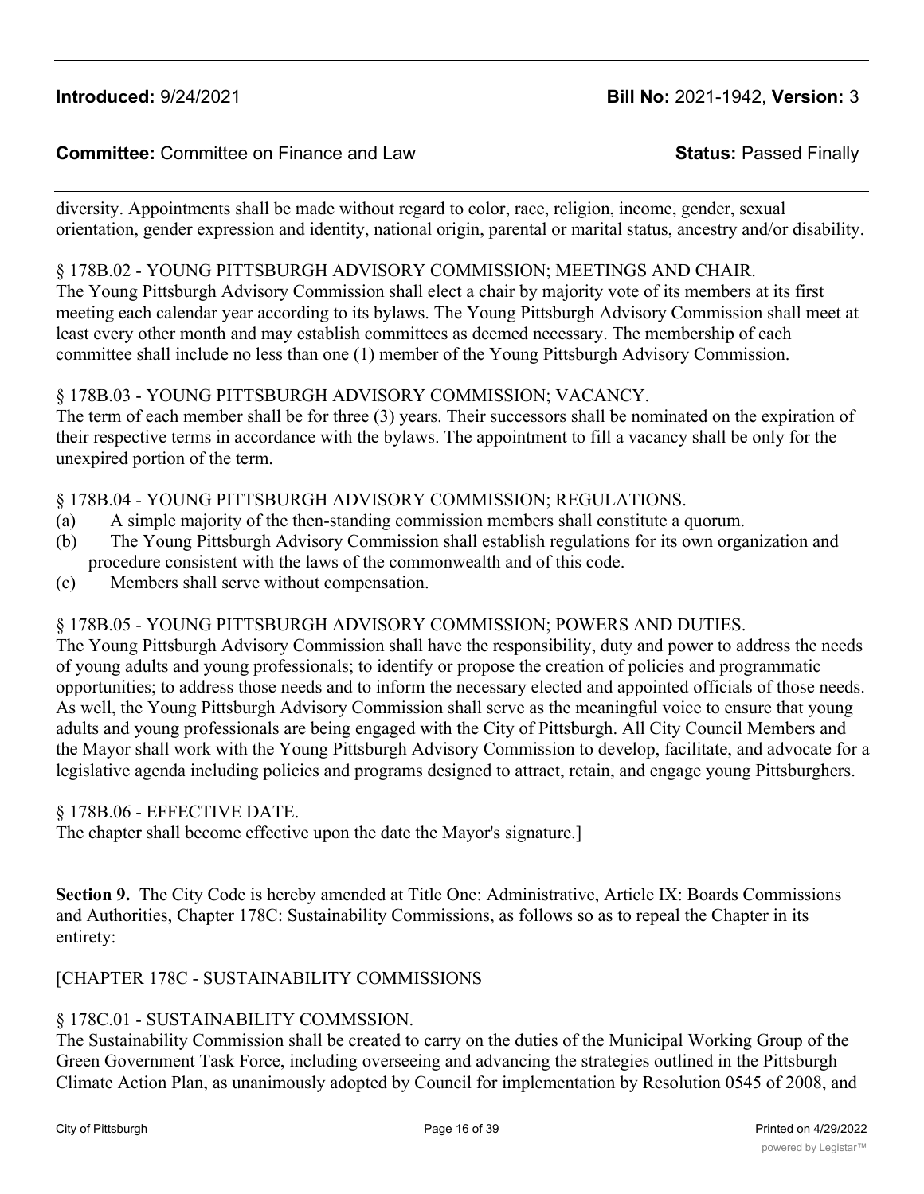diversity. Appointments shall be made without regard to color, race, religion, income, gender, sexual orientation, gender expression and identity, national origin, parental or marital status, ancestry and/or disability.

§ 178B.02 - YOUNG PITTSBURGH ADVISORY COMMISSION; MEETINGS AND CHAIR.
The Young Pittsburgh Advisory Commission shall elect a chair by majority vote of its members at its first meeting each calendar year according to its bylaws. The Young Pittsburgh Advisory Commission shall meet at least every other month and may establish committees as deemed necessary. The membership of each committee shall include no less than one (1) member of the Young Pittsburgh Advisory Commission.

§ 178B.03 - YOUNG PITTSBURGH ADVISORY COMMISSION; VACANCY.
The term of each member shall be for three (3) years. Their successors shall be nominated on the expiration of their respective terms in accordance with the bylaws. The appointment to fill a vacancy shall be only for the unexpired portion of the term.

§ 178B.04 - YOUNG PITTSBURGH ADVISORY COMMISSION; REGULATIONS.

(a) A simple majority of the then-standing commission members shall constitute a quorum.
(b) The Young Pittsburgh Advisory Commission shall establish regulations for its own organization and procedure consistent with the laws of the commonwealth and of this code.
(c) Members shall serve without compensation.

§ 178B.05 - YOUNG PITTSBURGH ADVISORY COMMISSION; POWERS AND DUTIES.
The Young Pittsburgh Advisory Commission shall have the responsibility, duty and power to address the needs of young adults and young professionals; to identify or propose the creation of policies and programmatic opportunities; to address those needs and to inform the necessary elected and appointed officials of those needs. As well, the Young Pittsburgh Advisory Commission shall serve as the meaningful voice to ensure that young adults and young professionals are being engaged with the City of Pittsburgh. All City Council Members and the Mayor shall work with the Young Pittsburgh Advisory Commission to develop, facilitate, and advocate for a legislative agenda including policies and programs designed to attract, retain, and engage young Pittsburghers.

§ 178B.06 - EFFECTIVE DATE.
The chapter shall become effective upon the date the Mayor's signature.]

**Section 9.** The City Code is hereby amended at Title One: Administrative, Article IX: Boards Commissions and Authorities, Chapter 178C: Sustainability Commissions, as follows so as to repeal the Chapter in its entirety:

[CHAPTER 178C - SUSTAINABILITY COMMISSIONS

§ 178C.01 - SUSTAINABILITY COMMSSION.
The Sustainability Commission shall be created to carry on the duties of the Municipal Working Group of the Green Government Task Force, including overseeing and advancing the strategies outlined in the Pittsburgh Climate Action Plan, as unanimously adopted by Council for implementation by Resolution 0545 of 2008, and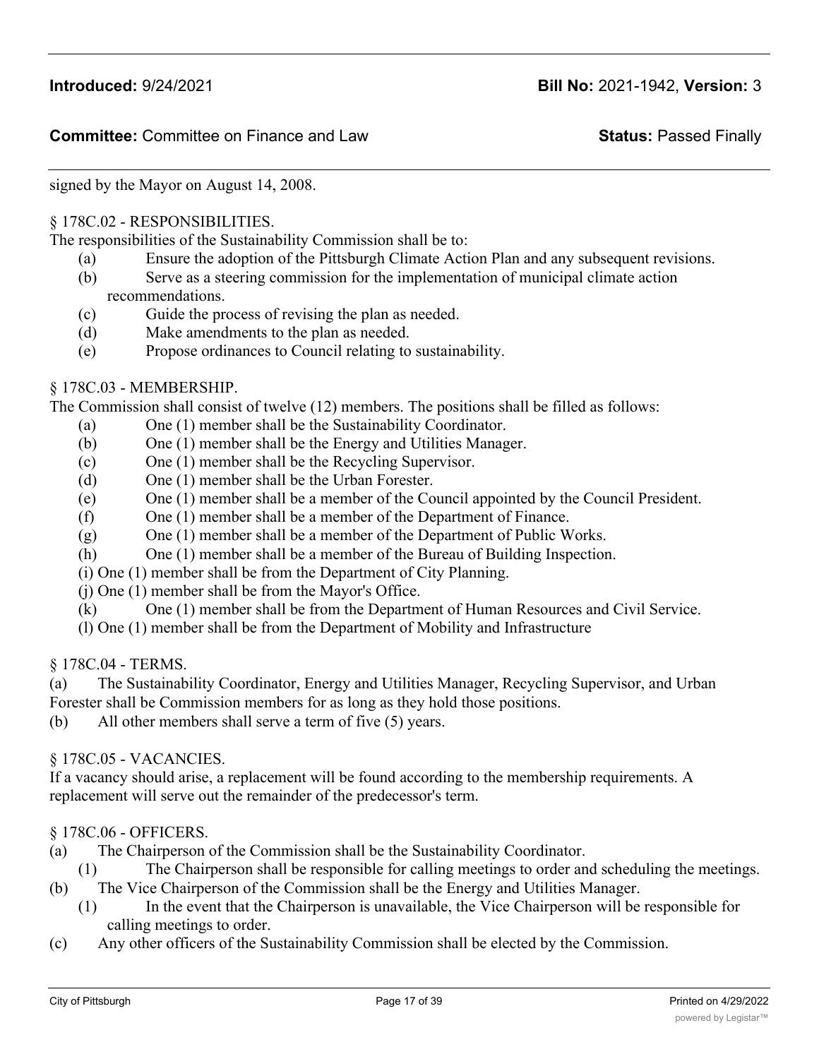signed by the Mayor on August 14, 2008.

§ 178C.02 - RESPONSIBILITIES.

The responsibilities of the Sustainability Commission shall be to:

(a) Ensure the adoption of the Pittsburgh Climate Action Plan and any subsequent revisions.

(b) Serve as a steering commission for the implementation of municipal climate action recommendations.

(c) Guide the process of revising the plan as needed.

(d) Make amendments to the plan as needed.

(e) Propose ordinances to Council relating to sustainability.

§ 178C.03 - MEMBERSHIP.

The Commission shall consist of twelve (12) members. The positions shall be filled as follows:

(a) One (1) member shall be the Sustainability Coordinator.

(b) One (1) member shall be the Energy and Utilities Manager.

(c) One (1) member shall be the Recycling Supervisor.

(d) One (1) member shall be the Urban Forester.

(e) One (1) member shall be a member of the Council appointed by the Council President.

(f) One (1) member shall be a member of the Department of Finance.

(g) One (1) member shall be a member of the Department of Public Works.

(h) One (1) member shall be a member of the Bureau of Building Inspection.

(i) One (1) member shall be from the Department of City Planning.

(j) One (1) member shall be from the Mayor's Office.

(k) One (1) member shall be from the Department of Human Resources and Civil Service.

(l) One (1) member shall be from the Department of Mobility and Infrastructure

§ 178C.04 - TERMS.

(a) The Sustainability Coordinator, Energy and Utilities Manager, Recycling Supervisor, and Urban Forester shall be Commission members for as long as they hold those positions.

(b) All other members shall serve a term of five (5) years.

§ 178C.05 - VACANCIES.

If a vacancy should arise, a replacement will be found according to the membership requirements. A replacement will serve out the remainder of the predecessor's term.

§ 178C.06 - OFFICERS.

(a) The Chairperson of the Commission shall be the Sustainability Coordinator.

(1) The Chairperson shall be responsible for calling meetings to order and scheduling the meetings.

(b) The Vice Chairperson of the Commission shall be the Energy and Utilities Manager.

(1) In the event that the Chairperson is unavailable, the Vice Chairperson will be responsible for calling meetings to order.

(c) Any other officers of the Sustainability Commission shall be elected by the Commission.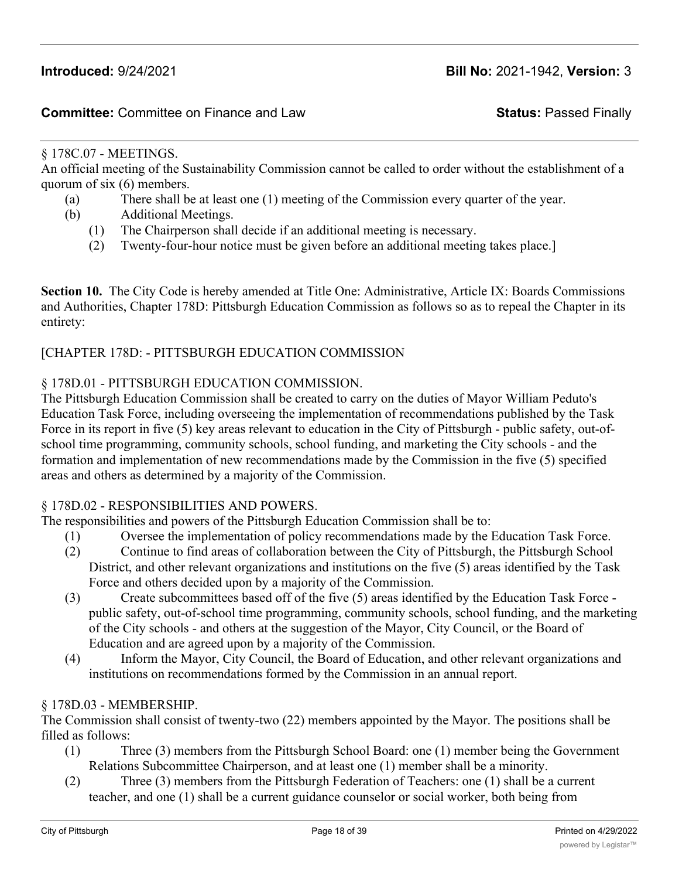**Introduced:** 9/24/2021 **Bill No:** 2021-1942, **Version:** 3

**Committee:** Committee on Finance and Law **Status:** Passed Finally

§ 178C.07 - MEETINGS.

An official meeting of the Sustainability Commission cannot be called to order without the establishment of a quorum of six (6) members.

(a) There shall be at least one (1) meeting of the Commission every quarter of the year.

(b) Additional Meetings.

(1) The Chairperson shall decide if an additional meeting is necessary.

(2) Twenty-four-hour notice must be given before an additional meeting takes place.]

**Section 10.** The City Code is hereby amended at Title One: Administrative, Article IX: Boards Commissions and Authorities, Chapter 178D: Pittsburgh Education Commission as follows so as to repeal the Chapter in its entirety:

[CHAPTER 178D: - PITTSBURGH EDUCATION COMMISSION

§ 178D.01 - PITTSBURGH EDUCATION COMMISSION.

The Pittsburgh Education Commission shall be created to carry on the duties of Mayor William Peduto's Education Task Force, including overseeing the implementation of recommendations published by the Task Force in its report in five (5) key areas relevant to education in the City of Pittsburgh - public safety, out-of-school time programming, community schools, school funding, and marketing the City schools - and the formation and implementation of new recommendations made by the Commission in the five (5) specified areas and others as determined by a majority of the Commission.

§ 178D.02 - RESPONSIBILITIES AND POWERS.

The responsibilities and powers of the Pittsburgh Education Commission shall be to:

(1) Oversee the implementation of policy recommendations made by the Education Task Force.

(2) Continue to find areas of collaboration between the City of Pittsburgh, the Pittsburgh School District, and other relevant organizations and institutions on the five (5) areas identified by the Task Force and others decided upon by a majority of the Commission.

(3) Create subcommittees based off of the five (5) areas identified by the Education Task Force - public safety, out-of-school time programming, community schools, school funding, and the marketing of the City schools - and others at the suggestion of the Mayor, City Council, or the Board of Education and are agreed upon by a majority of the Commission.

(4) Inform the Mayor, City Council, the Board of Education, and other relevant organizations and institutions on recommendations formed by the Commission in an annual report.

§ 178D.03 - MEMBERSHIP.

The Commission shall consist of twenty-two (22) members appointed by the Mayor. The positions shall be filled as follows:

(1) Three (3) members from the Pittsburgh School Board: one (1) member being the Government Relations Subcommittee Chairperson, and at least one (1) member shall be a minority.

(2) Three (3) members from the Pittsburgh Federation of Teachers: one (1) shall be a current teacher, and one (1) shall be a current guidance counselor or social worker, both being from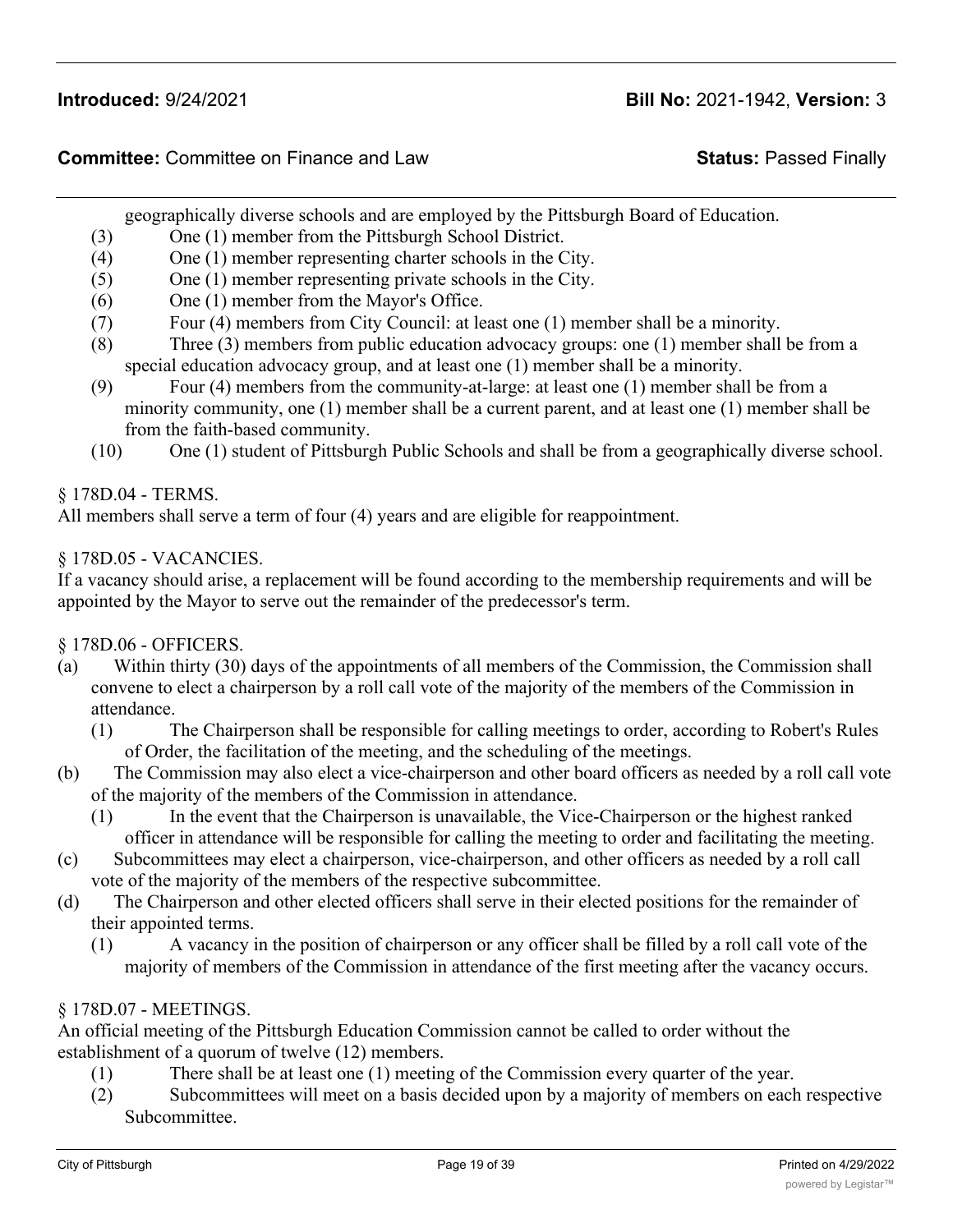geographically diverse schools and are employed by the Pittsburgh Board of Education.

(3) One (1) member from the Pittsburgh School District.

(4) One (1) member representing charter schools in the City.

(5) One (1) member representing private schools in the City.

(6) One (1) member from the Mayor's Office.

(7) Four (4) members from City Council: at least one (1) member shall be a minority.

(8) Three (3) members from public education advocacy groups: one (1) member shall be from a special education advocacy group, and at least one (1) member shall be a minority.

(9) Four (4) members from the community-at-large: at least one (1) member shall be from a minority community, one (1) member shall be a current parent, and at least one (1) member shall be from the faith-based community.

(10) One (1) student of Pittsburgh Public Schools and shall be from a geographically diverse school.

§ 178D.04 - TERMS.

All members shall serve a term of four (4) years and are eligible for reappointment.

§ 178D.05 - VACANCIES.

If a vacancy should arise, a replacement will be found according to the membership requirements and will be appointed by the Mayor to serve out the remainder of the predecessor's term.

§ 178D.06 - OFFICERS.

(a) Within thirty (30) days of the appointments of all members of the Commission, the Commission shall convene to elect a chairperson by a roll call vote of the majority of the members of the Commission in attendance.

(1) The Chairperson shall be responsible for calling meetings to order, according to Robert's Rules of Order, the facilitation of the meeting, and the scheduling of the meetings.

(b) The Commission may also elect a vice-chairperson and other board officers as needed by a roll call vote of the majority of the members of the Commission in attendance.

(1) In the event that the Chairperson is unavailable, the Vice-Chairperson or the highest ranked officer in attendance will be responsible for calling the meeting to order and facilitating the meeting.

(c) Subcommittees may elect a chairperson, vice-chairperson, and other officers as needed by a roll call vote of the majority of the members of the respective subcommittee.

(d) The Chairperson and other elected officers shall serve in their elected positions for the remainder of their appointed terms.

(1) A vacancy in the position of chairperson or any officer shall be filled by a roll call vote of the majority of members of the Commission in attendance of the first meeting after the vacancy occurs.

§ 178D.07 - MEETINGS.

An official meeting of the Pittsburgh Education Commission cannot be called to order without the establishment of a quorum of twelve (12) members.

(1) There shall be at least one (1) meeting of the Commission every quarter of the year.

(2) Subcommittees will meet on a basis decided upon by a majority of members on each respective Subcommittee.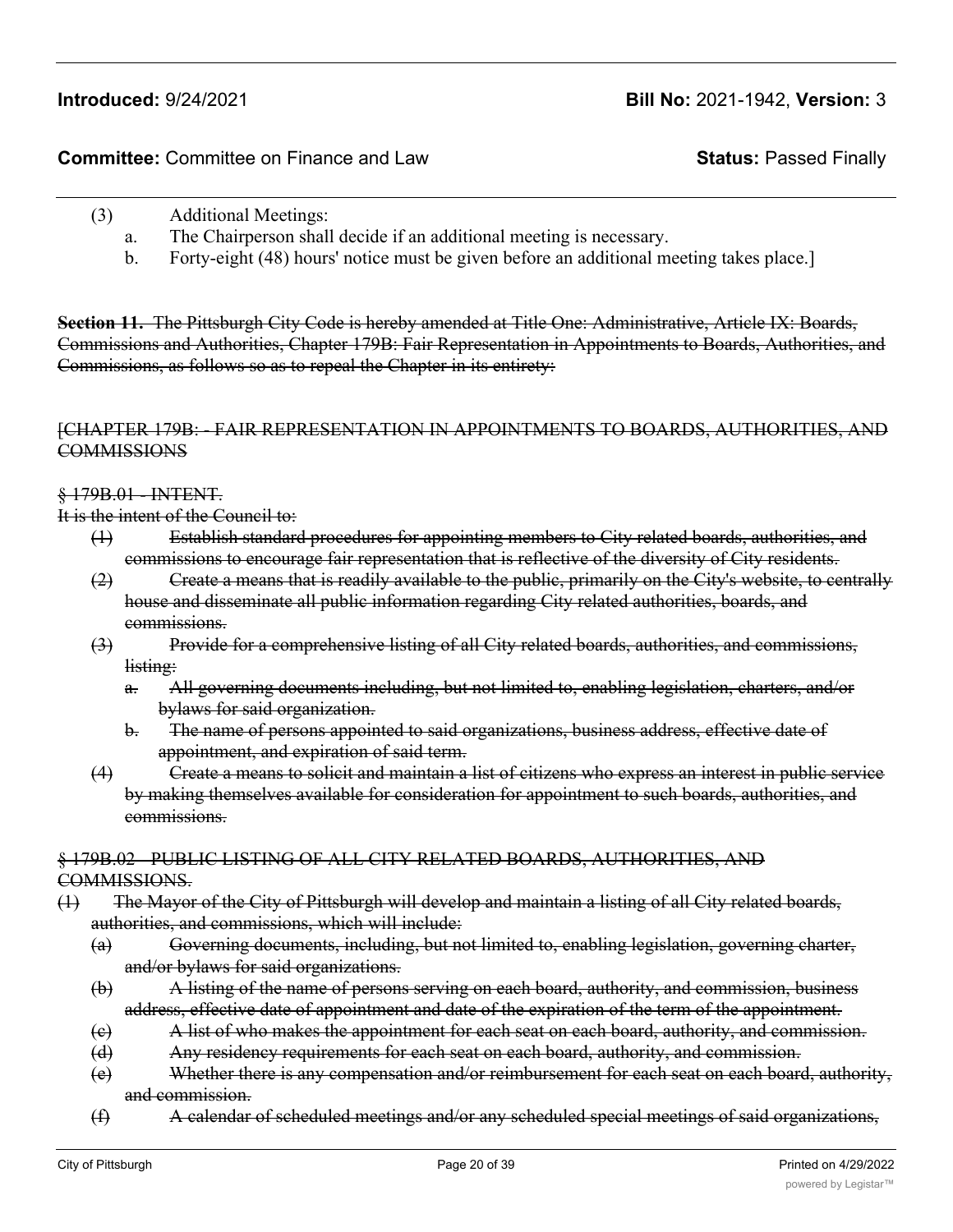(3) Additional Meetings:
   a. The Chairperson shall decide if an additional meeting is necessary.
   b. Forty-eight (48) hours' notice must be given before an additional meeting takes place.]

**Section 11.** ~~The Pittsburgh City Code is hereby amended at Title One: Administrative, Article IX: Boards, Commissions and Authorities, Chapter 179B: Fair Representation in Appointments to Boards, Authorities, and Commissions, as follows so as to repeal the Chapter in its entirety:~~

~~[CHAPTER 179B: - FAIR REPRESENTATION IN APPOINTMENTS TO BOARDS, AUTHORITIES, AND COMMISSIONS~~

~~§ 179B.01 - INTENT.~~

~~It is the intent of the Council to:~~

~~(1) Establish standard procedures for appointing members to City related boards, authorities, and commissions to encourage fair representation that is reflective of the diversity of City residents.~~

~~(2) Create a means that is readily available to the public, primarily on the City's website, to centrally house and disseminate all public information regarding City related authorities, boards, and commissions.~~

~~(3) Provide for a comprehensive listing of all City related boards, authorities, and commissions, listing:~~

~~a. All governing documents including, but not limited to, enabling legislation, charters, and/or bylaws for said organization.~~

~~b. The name of persons appointed to said organizations, business address, effective date of appointment, and expiration of said term.~~

~~(4) Create a means to solicit and maintain a list of citizens who express an interest in public service by making themselves available for consideration for appointment to such boards, authorities, and commissions.~~

~~§ 179B.02 - PUBLIC LISTING OF ALL CITY RELATED BOARDS, AUTHORITIES, AND COMMISSIONS.~~

~~(1) The Mayor of the City of Pittsburgh will develop and maintain a listing of all City related boards, authorities, and commissions, which will include:~~

~~(a) Governing documents, including, but not limited to, enabling legislation, governing charter, and/or bylaws for said organizations.~~

~~(b) A listing of the name of persons serving on each board, authority, and commission, business address, effective date of appointment and date of the expiration of the term of the appointment.~~

~~(c) A list of who makes the appointment for each seat on each board, authority, and commission.~~

~~(d) Any residency requirements for each seat on each board, authority, and commission.~~

~~(e) Whether there is any compensation and/or reimbursement for each seat on each board, authority, and commission.~~

~~(f) A calendar of scheduled meetings and/or any scheduled special meetings of said organizations,~~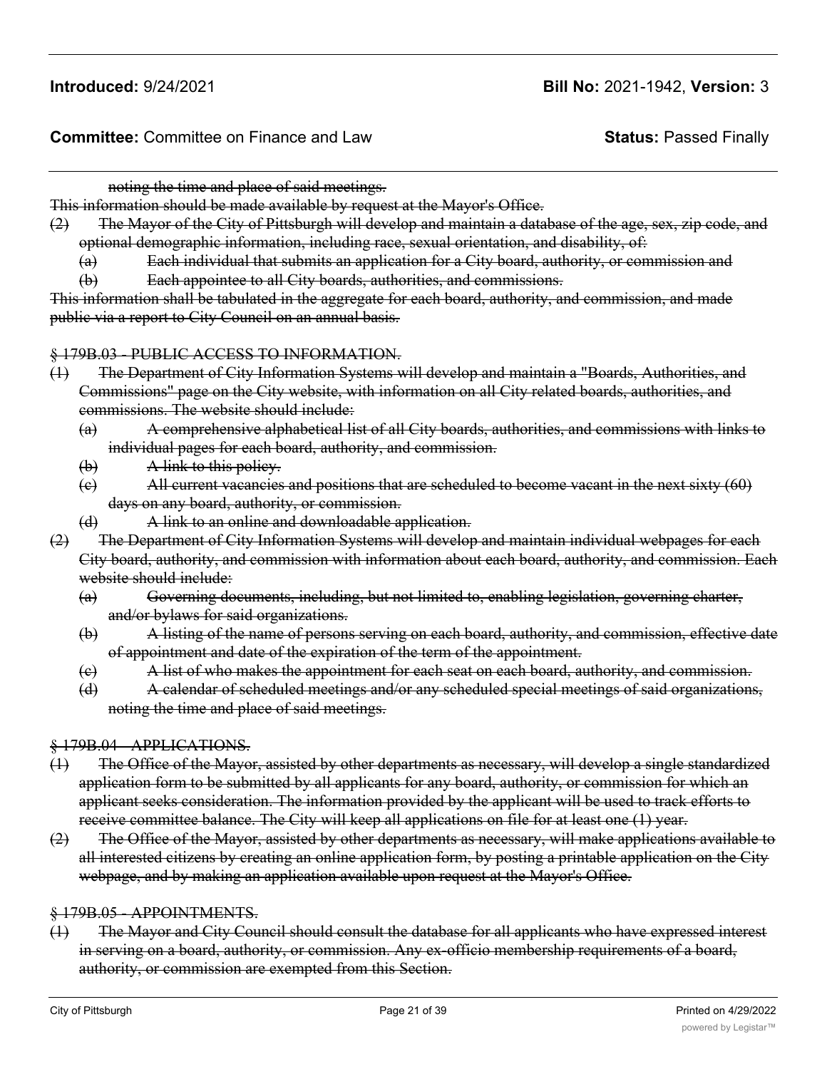~~noting the time and place of said meetings.~~

~~This information should be made available by request at the Mayor's Office.~~

~~(2) The Mayor of the City of Pittsburgh will develop and maintain a database of the age, sex, zip code, and optional demographic information, including race, sexual orientation, and disability, of:~~

- ~~(a) Each individual that submits an application for a City board, authority, or commission and~~
- ~~(b) Each appointee to all City boards, authorities, and commissions.~~

~~This information shall be tabulated in the aggregate for each board, authority, and commission, and made public via a report to City Council on an annual basis.~~

~~§ 179B.03 - PUBLIC ACCESS TO INFORMATION.~~

~~(1) The Department of City Information Systems will develop and maintain a "Boards, Authorities, and Commissions" page on the City website, with information on all City related boards, authorities, and commissions. The website should include:~~

- ~~(a) A comprehensive alphabetical list of all City boards, authorities, and commissions with links to individual pages for each board, authority, and commission.~~
- ~~(b) A link to this policy.~~
- ~~(c) All current vacancies and positions that are scheduled to become vacant in the next sixty (60) days on any board, authority, or commission.~~
- ~~(d) A link to an online and downloadable application.~~

~~(2) The Department of City Information Systems will develop and maintain individual webpages for each City board, authority, and commission with information about each board, authority, and commission. Each website should include:~~

- ~~(a) Governing documents, including, but not limited to, enabling legislation, governing charter, and/or bylaws for said organizations.~~
- ~~(b) A listing of the name of persons serving on each board, authority, and commission, effective date of appointment and date of the expiration of the term of the appointment.~~
- ~~(c) A list of who makes the appointment for each seat on each board, authority, and commission.~~
- ~~(d) A calendar of scheduled meetings and/or any scheduled special meetings of said organizations, noting the time and place of said meetings.~~

~~§ 179B.04 - APPLICATIONS.~~

~~(1) The Office of the Mayor, assisted by other departments as necessary, will develop a single standardized application form to be submitted by all applicants for any board, authority, or commission for which an applicant seeks consideration. The information provided by the applicant will be used to track efforts to receive committee balance. The City will keep all applications on file for at least one (1) year.~~

~~(2) The Office of the Mayor, assisted by other departments as necessary, will make applications available to all interested citizens by creating an online application form, by posting a printable application on the City webpage, and by making an application available upon request at the Mayor's Office.~~

~~§ 179B.05 - APPOINTMENTS.~~

~~(1) The Mayor and City Council should consult the database for all applicants who have expressed interest in serving on a board, authority, or commission. Any ex-officio membership requirements of a board, authority, or commission are exempted from this Section.~~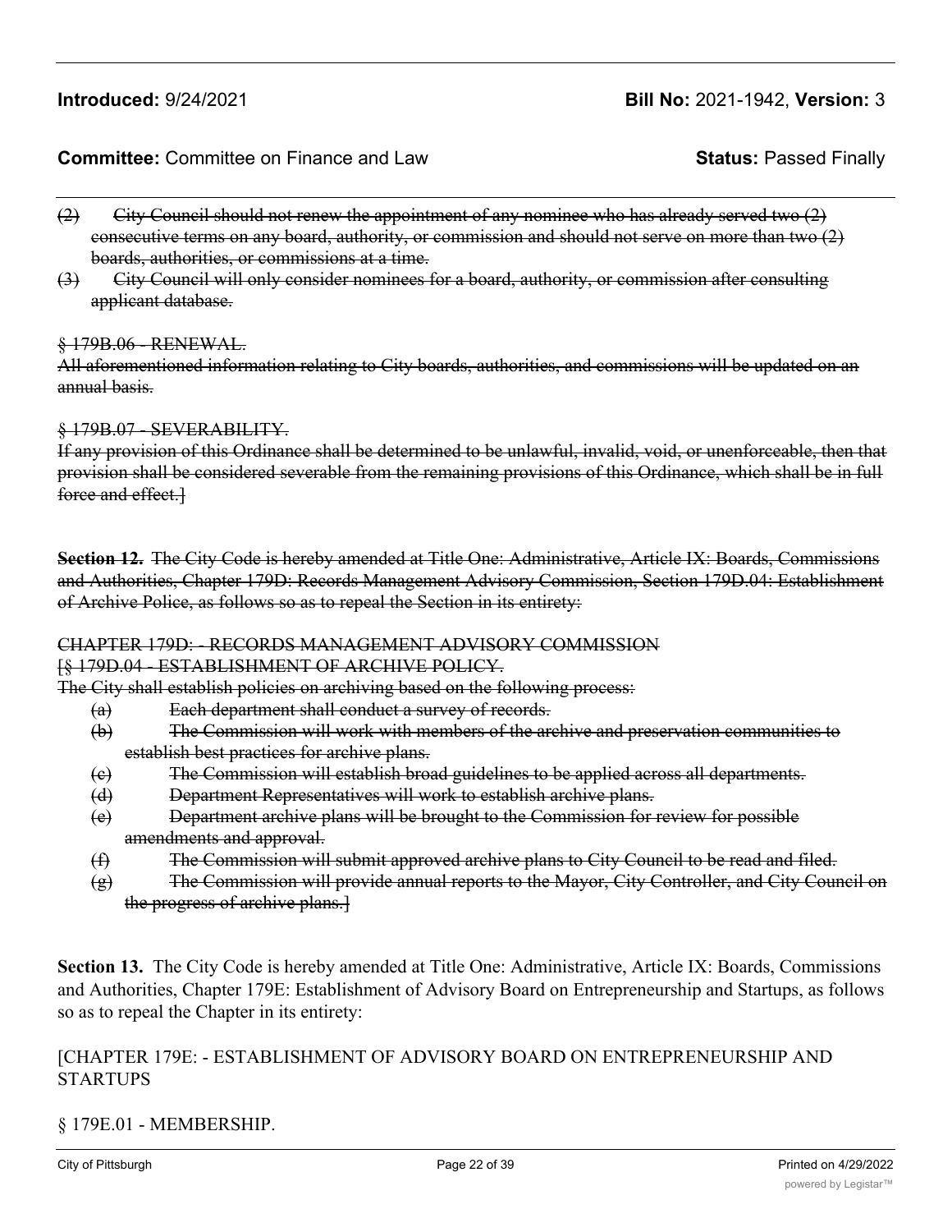~~(2) City Council should not renew the appointment of any nominee who has already served two (2) consecutive terms on any board, authority, or commission and should not serve on more than two (2) boards, authorities, or commissions at a time.~~

~~(3) City Council will only consider nominees for a board, authority, or commission after consulting applicant database.~~

~~§ 179B.06 - RENEWAL.~~

~~All aforementioned information relating to City boards, authorities, and commissions will be updated on an annual basis.~~

~~§ 179B.07 - SEVERABILITY.~~

~~If any provision of this Ordinance shall be determined to be unlawful, invalid, void, or unenforceable, then that provision shall be considered severable from the remaining provisions of this Ordinance, which shall be in full force and effect.]~~

**Section 12.** ~~The City Code is hereby amended at Title One: Administrative, Article IX: Boards, Commissions and Authorities, Chapter 179D: Records Management Advisory Commission, Section 179D.04: Establishment of Archive Police, as follows so as to repeal the Section in its entirety:~~

~~CHAPTER 179D: - RECORDS MANAGEMENT ADVISORY COMMISSION~~

~~[§ 179D.04 - ESTABLISHMENT OF ARCHIVE POLICY.~~

~~The City shall establish policies on archiving based on the following process:~~

~~(a) Each department shall conduct a survey of records.~~

~~(b) The Commission will work with members of the archive and preservation communities to establish best practices for archive plans.~~

~~(c) The Commission will establish broad guidelines to be applied across all departments.~~

~~(d) Department Representatives will work to establish archive plans.~~

~~(e) Department archive plans will be brought to the Commission for review for possible amendments and approval.~~

~~(f) The Commission will submit approved archive plans to City Council to be read and filed.~~

~~(g) The Commission will provide annual reports to the Mayor, City Controller, and City Council on the progress of archive plans.]~~

**Section 13.** The City Code is hereby amended at Title One: Administrative, Article IX: Boards, Commissions and Authorities, Chapter 179E: Establishment of Advisory Board on Entrepreneurship and Startups, as follows so as to repeal the Chapter in its entirety:

[CHAPTER 179E: - ESTABLISHMENT OF ADVISORY BOARD ON ENTREPRENEURSHIP AND STARTUPS

§ 179E.01 - MEMBERSHIP.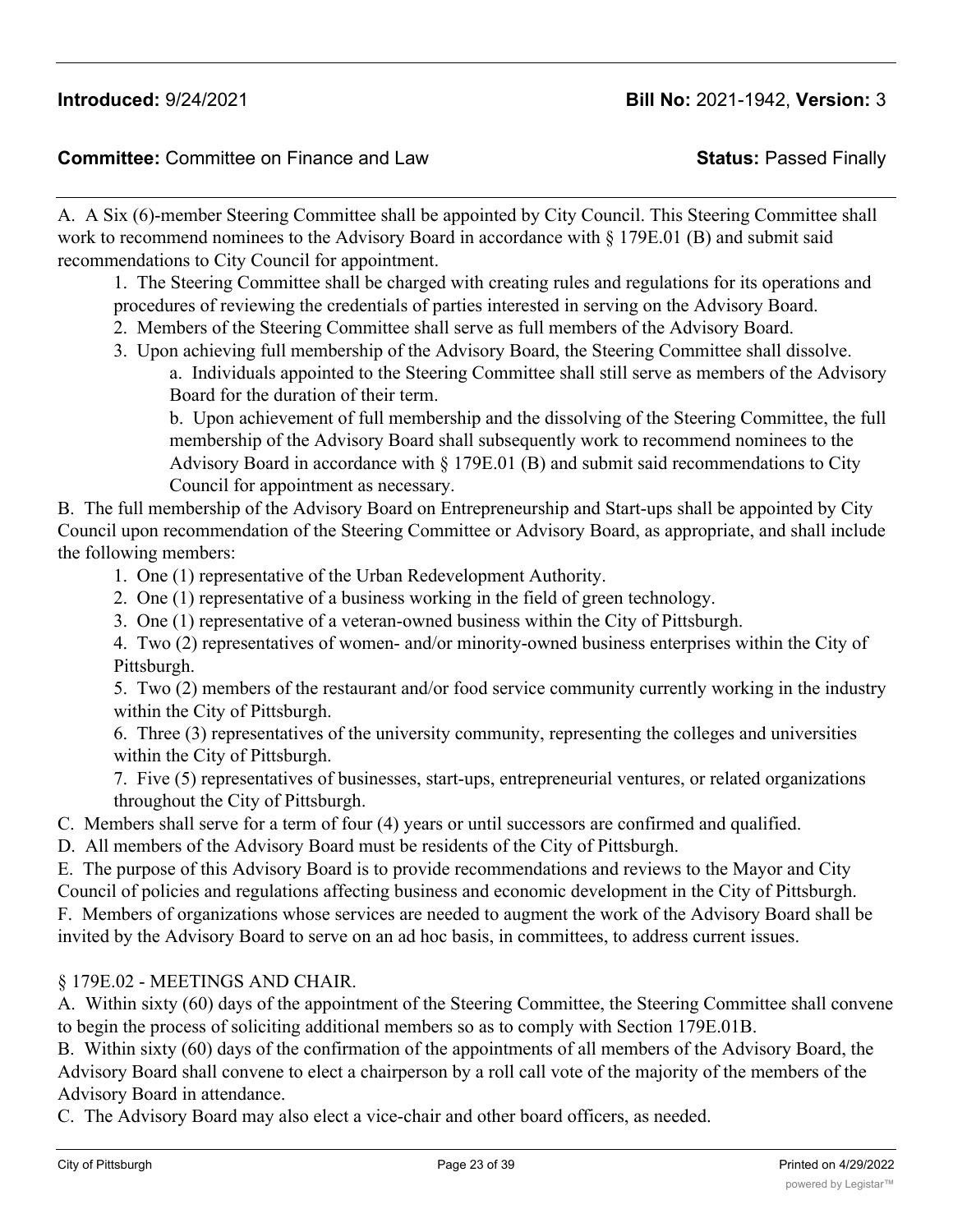A. A Six (6)-member Steering Committee shall be appointed by City Council. This Steering Committee shall work to recommend nominees to the Advisory Board in accordance with § 179E.01 (B) and submit said recommendations to City Council for appointment.

1. The Steering Committee shall be charged with creating rules and regulations for its operations and procedures of reviewing the credentials of parties interested in serving on the Advisory Board.
2. Members of the Steering Committee shall serve as full members of the Advisory Board.
3. Upon achieving full membership of the Advisory Board, the Steering Committee shall dissolve.
   a. Individuals appointed to the Steering Committee shall still serve as members of the Advisory Board for the duration of their term.
   b. Upon achievement of full membership and the dissolving of the Steering Committee, the full membership of the Advisory Board shall subsequently work to recommend nominees to the Advisory Board in accordance with § 179E.01 (B) and submit said recommendations to City Council for appointment as necessary.

B. The full membership of the Advisory Board on Entrepreneurship and Start-ups shall be appointed by City Council upon recommendation of the Steering Committee or Advisory Board, as appropriate, and shall include the following members:

1. One (1) representative of the Urban Redevelopment Authority.
2. One (1) representative of a business working in the field of green technology.
3. One (1) representative of a veteran-owned business within the City of Pittsburgh.
4. Two (2) representatives of women- and/or minority-owned business enterprises within the City of Pittsburgh.
5. Two (2) members of the restaurant and/or food service community currently working in the industry within the City of Pittsburgh.
6. Three (3) representatives of the university community, representing the colleges and universities within the City of Pittsburgh.
7. Five (5) representatives of businesses, start-ups, entrepreneurial ventures, or related organizations throughout the City of Pittsburgh.

C. Members shall serve for a term of four (4) years or until successors are confirmed and qualified.

D. All members of the Advisory Board must be residents of the City of Pittsburgh.

E. The purpose of this Advisory Board is to provide recommendations and reviews to the Mayor and City Council of policies and regulations affecting business and economic development in the City of Pittsburgh.

F. Members of organizations whose services are needed to augment the work of the Advisory Board shall be invited by the Advisory Board to serve on an ad hoc basis, in committees, to address current issues.

§ 179E.02 - MEETINGS AND CHAIR.

A. Within sixty (60) days of the appointment of the Steering Committee, the Steering Committee shall convene to begin the process of soliciting additional members so as to comply with Section 179E.01B.

B. Within sixty (60) days of the confirmation of the appointments of all members of the Advisory Board, the Advisory Board shall convene to elect a chairperson by a roll call vote of the majority of the members of the Advisory Board in attendance.

C. The Advisory Board may also elect a vice-chair and other board officers, as needed.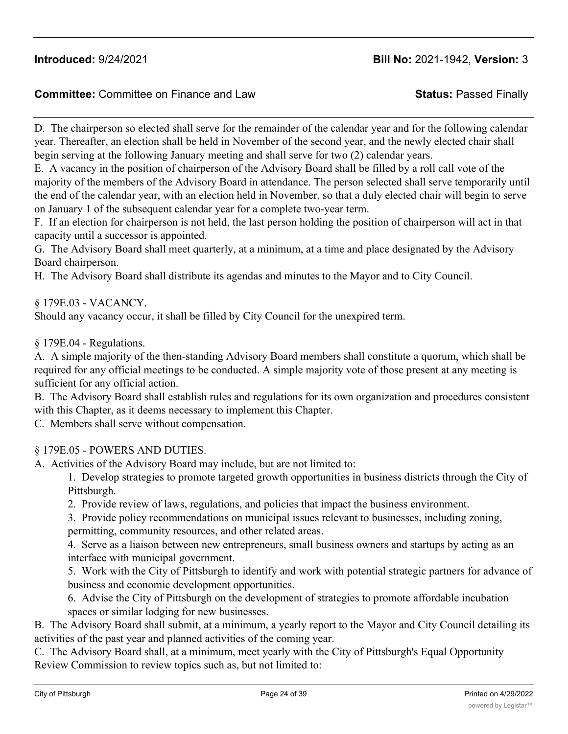D. The chairperson so elected shall serve for the remainder of the calendar year and for the following calendar year. Thereafter, an election shall be held in November of the second year, and the newly elected chair shall begin serving at the following January meeting and shall serve for two (2) calendar years.

E. A vacancy in the position of chairperson of the Advisory Board shall be filled by a roll call vote of the majority of the members of the Advisory Board in attendance. The person selected shall serve temporarily until the end of the calendar year, with an election held in November, so that a duly elected chair will begin to serve on January 1 of the subsequent calendar year for a complete two-year term.

F. If an election for chairperson is not held, the last person holding the position of chairperson will act in that capacity until a successor is appointed.

G. The Advisory Board shall meet quarterly, at a minimum, at a time and place designated by the Advisory Board chairperson.

H. The Advisory Board shall distribute its agendas and minutes to the Mayor and to City Council.

§ 179E.03 - VACANCY.

Should any vacancy occur, it shall be filled by City Council for the unexpired term.

§ 179E.04 - Regulations.

A. A simple majority of the then-standing Advisory Board members shall constitute a quorum, which shall be required for any official meetings to be conducted. A simple majority vote of those present at any meeting is sufficient for any official action.

B. The Advisory Board shall establish rules and regulations for its own organization and procedures consistent with this Chapter, as it deems necessary to implement this Chapter.

C. Members shall serve without compensation.

§ 179E.05 - POWERS AND DUTIES.

A. Activities of the Advisory Board may include, but are not limited to:

1. Develop strategies to promote targeted growth opportunities in business districts through the City of Pittsburgh.
2. Provide review of laws, regulations, and policies that impact the business environment.
3. Provide policy recommendations on municipal issues relevant to businesses, including zoning, permitting, community resources, and other related areas.
4. Serve as a liaison between new entrepreneurs, small business owners and startups by acting as an interface with municipal government.
5. Work with the City of Pittsburgh to identify and work with potential strategic partners for advance of business and economic development opportunities.
6. Advise the City of Pittsburgh on the development of strategies to promote affordable incubation spaces or similar lodging for new businesses.

B. The Advisory Board shall submit, at a minimum, a yearly report to the Mayor and City Council detailing its activities of the past year and planned activities of the coming year.

C. The Advisory Board shall, at a minimum, meet yearly with the City of Pittsburgh's Equal Opportunity Review Commission to review topics such as, but not limited to: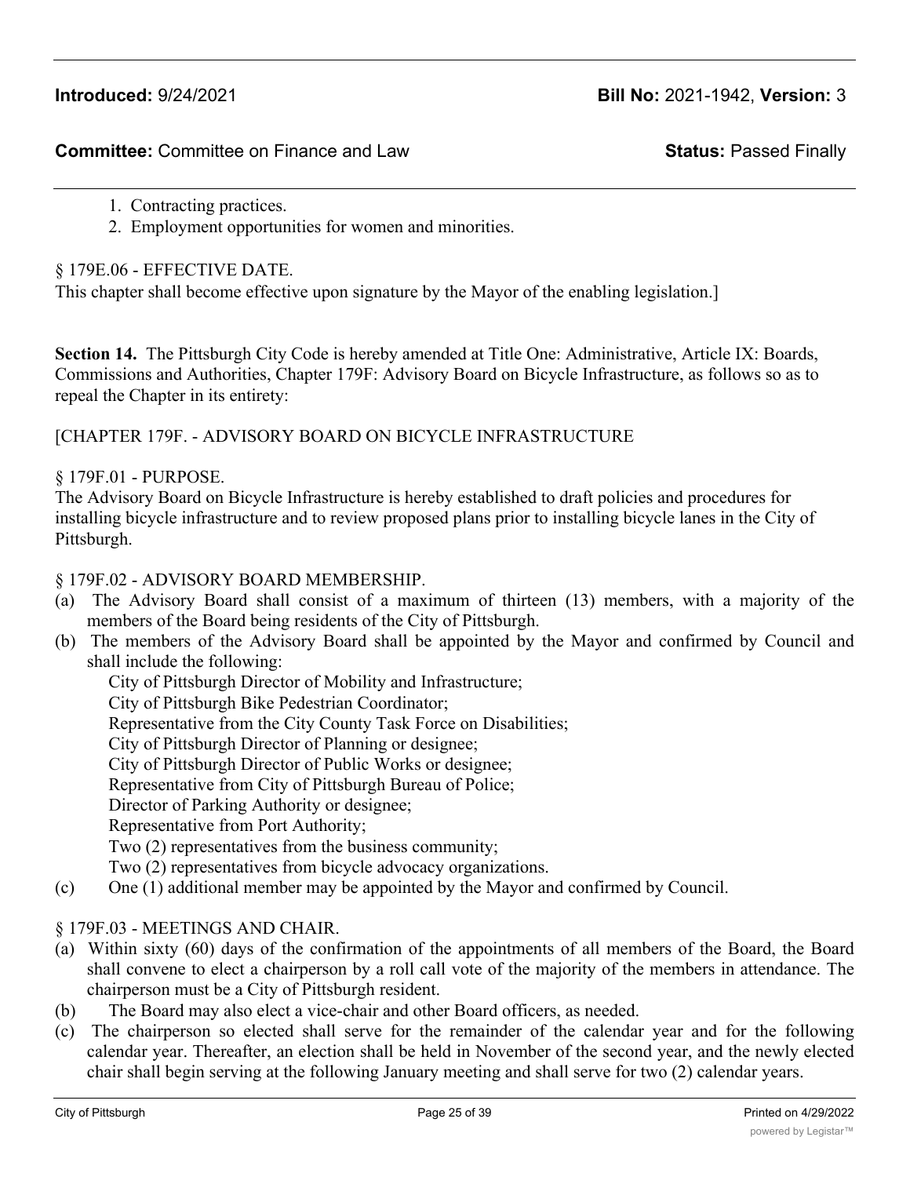1. Contracting practices.
2. Employment opportunities for women and minorities.

§ 179E.06 - EFFECTIVE DATE.
This chapter shall become effective upon signature by the Mayor of the enabling legislation.]

**Section 14.** The Pittsburgh City Code is hereby amended at Title One: Administrative, Article IX: Boards, Commissions and Authorities, Chapter 179F: Advisory Board on Bicycle Infrastructure, as follows so as to repeal the Chapter in its entirety:

[CHAPTER 179F. - ADVISORY BOARD ON BICYCLE INFRASTRUCTURE

§ 179F.01 - PURPOSE.
The Advisory Board on Bicycle Infrastructure is hereby established to draft policies and procedures for installing bicycle infrastructure and to review proposed plans prior to installing bicycle lanes in the City of Pittsburgh.

§ 179F.02 - ADVISORY BOARD MEMBERSHIP.
(a) The Advisory Board shall consist of a maximum of thirteen (13) members, with a majority of the members of the Board being residents of the City of Pittsburgh.
(b) The members of the Advisory Board shall be appointed by the Mayor and confirmed by Council and shall include the following:
    City of Pittsburgh Director of Mobility and Infrastructure;
    City of Pittsburgh Bike Pedestrian Coordinator;
    Representative from the City County Task Force on Disabilities;
    City of Pittsburgh Director of Planning or designee;
    City of Pittsburgh Director of Public Works or designee;
    Representative from City of Pittsburgh Bureau of Police;
    Director of Parking Authority or designee;
    Representative from Port Authority;
    Two (2) representatives from the business community;
    Two (2) representatives from bicycle advocacy organizations.
(c) One (1) additional member may be appointed by the Mayor and confirmed by Council.

§ 179F.03 - MEETINGS AND CHAIR.
(a) Within sixty (60) days of the confirmation of the appointments of all members of the Board, the Board shall convene to elect a chairperson by a roll call vote of the majority of the members in attendance. The chairperson must be a City of Pittsburgh resident.
(b) The Board may also elect a vice-chair and other Board officers, as needed.
(c) The chairperson so elected shall serve for the remainder of the calendar year and for the following calendar year. Thereafter, an election shall be held in November of the second year, and the newly elected chair shall begin serving at the following January meeting and shall serve for two (2) calendar years.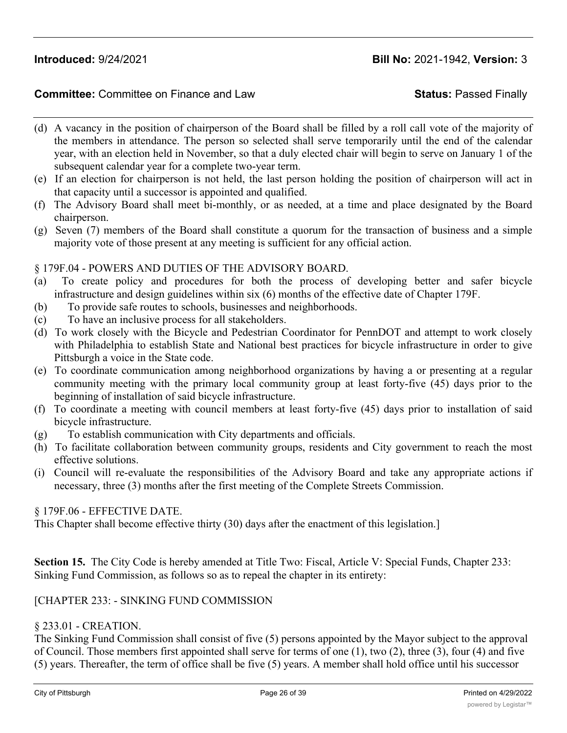(d) A vacancy in the position of chairperson of the Board shall be filled by a roll call vote of the majority of the members in attendance. The person so selected shall serve temporarily until the end of the calendar year, with an election held in November, so that a duly elected chair will begin to serve on January 1 of the subsequent calendar year for a complete two-year term.
(e) If an election for chairperson is not held, the last person holding the position of chairperson will act in that capacity until a successor is appointed and qualified.
(f) The Advisory Board shall meet bi-monthly, or as needed, at a time and place designated by the Board chairperson.
(g) Seven (7) members of the Board shall constitute a quorum for the transaction of business and a simple majority vote of those present at any meeting is sufficient for any official action.

§ 179F.04 - POWERS AND DUTIES OF THE ADVISORY BOARD.
(a) To create policy and procedures for both the process of developing better and safer bicycle infrastructure and design guidelines within six (6) months of the effective date of Chapter 179F.
(b) To provide safe routes to schools, businesses and neighborhoods.
(c) To have an inclusive process for all stakeholders.
(d) To work closely with the Bicycle and Pedestrian Coordinator for PennDOT and attempt to work closely with Philadelphia to establish State and National best practices for bicycle infrastructure in order to give Pittsburgh a voice in the State code.
(e) To coordinate communication among neighborhood organizations by having a or presenting at a regular community meeting with the primary local community group at least forty-five (45) days prior to the beginning of installation of said bicycle infrastructure.
(f) To coordinate a meeting with council members at least forty-five (45) days prior to installation of said bicycle infrastructure.
(g) To establish communication with City departments and officials.
(h) To facilitate collaboration between community groups, residents and City government to reach the most effective solutions.
(i) Council will re-evaluate the responsibilities of the Advisory Board and take any appropriate actions if necessary, three (3) months after the first meeting of the Complete Streets Commission.

§ 179F.06 - EFFECTIVE DATE.
This Chapter shall become effective thirty (30) days after the enactment of this legislation.]

**Section 15.** The City Code is hereby amended at Title Two: Fiscal, Article V: Special Funds, Chapter 233: Sinking Fund Commission, as follows so as to repeal the chapter in its entirety:

[CHAPTER 233: - SINKING FUND COMMISSION

§ 233.01 - CREATION.
The Sinking Fund Commission shall consist of five (5) persons appointed by the Mayor subject to the approval of Council. Those members first appointed shall serve for terms of one (1), two (2), three (3), four (4) and five (5) years. Thereafter, the term of office shall be five (5) years. A member shall hold office until his successor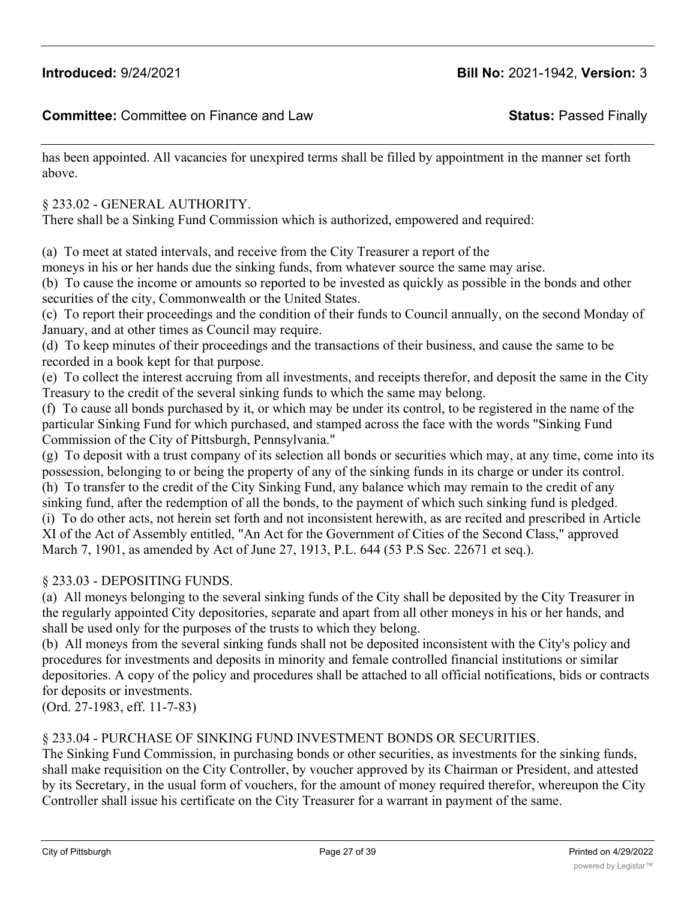has been appointed. All vacancies for unexpired terms shall be filled by appointment in the manner set forth above.

§ 233.02 - GENERAL AUTHORITY.

There shall be a Sinking Fund Commission which is authorized, empowered and required:

(a) To meet at stated intervals, and receive from the City Treasurer a report of the moneys in his or her hands due the sinking funds, from whatever source the same may arise.

(b) To cause the income or amounts so reported to be invested as quickly as possible in the bonds and other securities of the city, Commonwealth or the United States.

(c) To report their proceedings and the condition of their funds to Council annually, on the second Monday of January, and at other times as Council may require.

(d) To keep minutes of their proceedings and the transactions of their business, and cause the same to be recorded in a book kept for that purpose.

(e) To collect the interest accruing from all investments, and receipts therefor, and deposit the same in the City Treasury to the credit of the several sinking funds to which the same may belong.

(f) To cause all bonds purchased by it, or which may be under its control, to be registered in the name of the particular Sinking Fund for which purchased, and stamped across the face with the words "Sinking Fund Commission of the City of Pittsburgh, Pennsylvania."

(g) To deposit with a trust company of its selection all bonds or securities which may, at any time, come into its possession, belonging to or being the property of any of the sinking funds in its charge or under its control.

(h) To transfer to the credit of the City Sinking Fund, any balance which may remain to the credit of any sinking fund, after the redemption of all the bonds, to the payment of which such sinking fund is pledged.

(i) To do other acts, not herein set forth and not inconsistent herewith, as are recited and prescribed in Article XI of the Act of Assembly entitled, "An Act for the Government of Cities of the Second Class," approved March 7, 1901, as amended by Act of June 27, 1913, P.L. 644 (53 P.S Sec. 22671 et seq.).

§ 233.03 - DEPOSITING FUNDS.

(a) All moneys belonging to the several sinking funds of the City shall be deposited by the City Treasurer in the regularly appointed City depositories, separate and apart from all other moneys in his or her hands, and shall be used only for the purposes of the trusts to which they belong.

(b) All moneys from the several sinking funds shall not be deposited inconsistent with the City's policy and procedures for investments and deposits in minority and female controlled financial institutions or similar depositories. A copy of the policy and procedures shall be attached to all official notifications, bids or contracts for deposits or investments.

(Ord. 27-1983, eff. 11-7-83)

§ 233.04 - PURCHASE OF SINKING FUND INVESTMENT BONDS OR SECURITIES.

The Sinking Fund Commission, in purchasing bonds or other securities, as investments for the sinking funds, shall make requisition on the City Controller, by voucher approved by its Chairman or President, and attested by its Secretary, in the usual form of vouchers, for the amount of money required therefor, whereupon the City Controller shall issue his certificate on the City Treasurer for a warrant in payment of the same.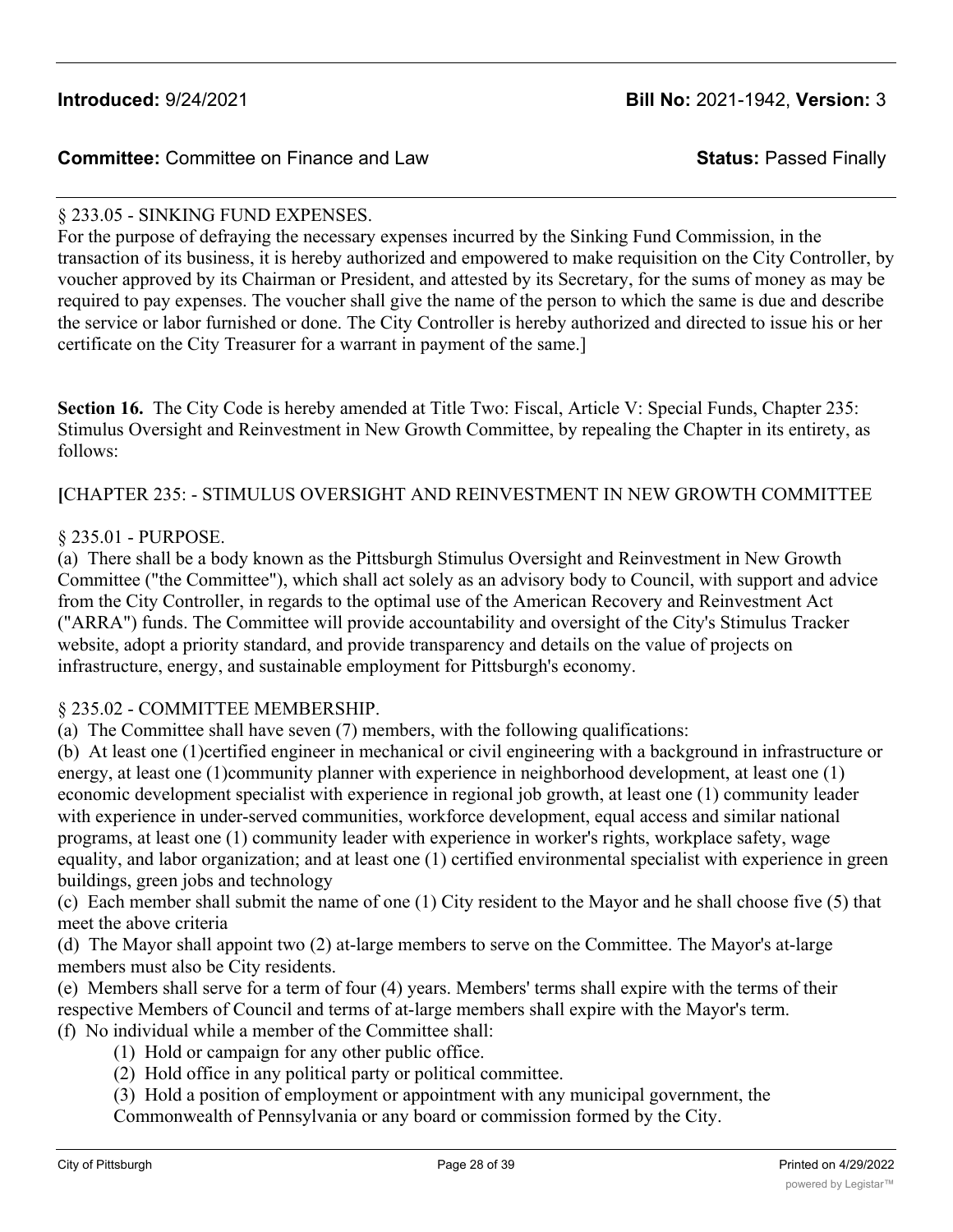**Introduced:** 9/24/2021 **Bill No:** 2021-1942, **Version:** 3

**Committee:** Committee on Finance and Law **Status:** Passed Finally

§ 233.05 - SINKING FUND EXPENSES.
For the purpose of defraying the necessary expenses incurred by the Sinking Fund Commission, in the transaction of its business, it is hereby authorized and empowered to make requisition on the City Controller, by voucher approved by its Chairman or President, and attested by its Secretary, for the sums of money as may be required to pay expenses. The voucher shall give the name of the person to which the same is due and describe the service or labor furnished or done. The City Controller is hereby authorized and directed to issue his or her certificate on the City Treasurer for a warrant in payment of the same.]

**Section 16.** The City Code is hereby amended at Title Two: Fiscal, Article V: Special Funds, Chapter 235: Stimulus Oversight and Reinvestment in New Growth Committee, by repealing the Chapter in its entirety, as follows:

**[**CHAPTER 235: - STIMULUS OVERSIGHT AND REINVESTMENT IN NEW GROWTH COMMITTEE

§ 235.01 - PURPOSE.
(a) There shall be a body known as the Pittsburgh Stimulus Oversight and Reinvestment in New Growth Committee ("the Committee"), which shall act solely as an advisory body to Council, with support and advice from the City Controller, in regards to the optimal use of the American Recovery and Reinvestment Act ("ARRA") funds. The Committee will provide accountability and oversight of the City's Stimulus Tracker website, adopt a priority standard, and provide transparency and details on the value of projects on infrastructure, energy, and sustainable employment for Pittsburgh's economy.

§ 235.02 - COMMITTEE MEMBERSHIP.
(a) The Committee shall have seven (7) members, with the following qualifications:
(b) At least one (1)certified engineer in mechanical or civil engineering with a background in infrastructure or energy, at least one (1)community planner with experience in neighborhood development, at least one (1) economic development specialist with experience in regional job growth, at least one (1) community leader with experience in under-served communities, workforce development, equal access and similar national programs, at least one (1) community leader with experience in worker's rights, workplace safety, wage equality, and labor organization; and at least one (1) certified environmental specialist with experience in green buildings, green jobs and technology
(c) Each member shall submit the name of one (1) City resident to the Mayor and he shall choose five (5) that meet the above criteria
(d) The Mayor shall appoint two (2) at-large members to serve on the Committee. The Mayor's at-large members must also be City residents.
(e) Members shall serve for a term of four (4) years. Members' terms shall expire with the terms of their respective Members of Council and terms of at-large members shall expire with the Mayor's term.
(f) No individual while a member of the Committee shall:
  (1) Hold or campaign for any other public office.
  (2) Hold office in any political party or political committee.
  (3) Hold a position of employment or appointment with any municipal government, the Commonwealth of Pennsylvania or any board or commission formed by the City.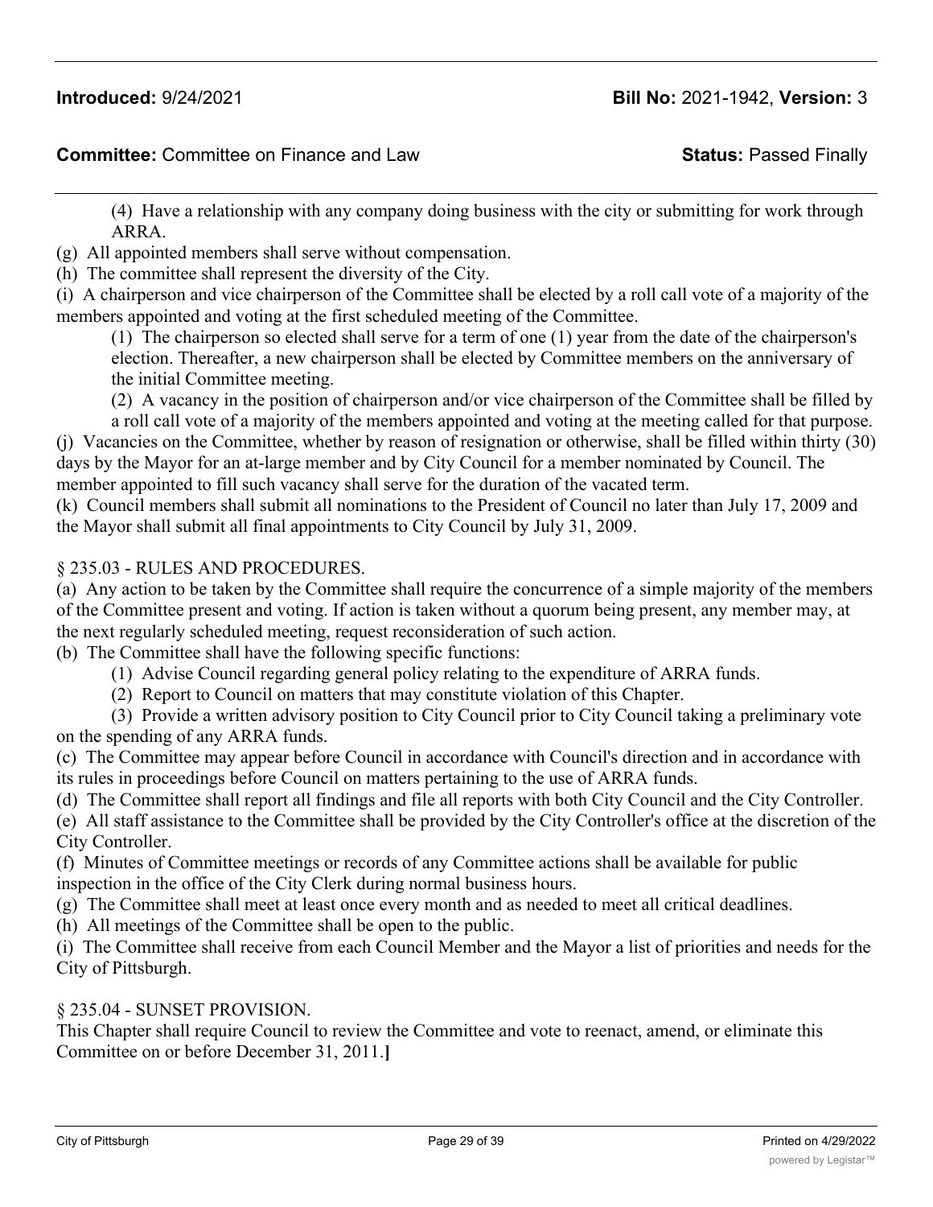(4) Have a relationship with any company doing business with the city or submitting for work through ARRA.

(g) All appointed members shall serve without compensation.

(h) The committee shall represent the diversity of the City.

(i) A chairperson and vice chairperson of the Committee shall be elected by a roll call vote of a majority of the members appointed and voting at the first scheduled meeting of the Committee.

(1) The chairperson so elected shall serve for a term of one (1) year from the date of the chairperson's election. Thereafter, a new chairperson shall be elected by Committee members on the anniversary of the initial Committee meeting.

(2) A vacancy in the position of chairperson and/or vice chairperson of the Committee shall be filled by a roll call vote of a majority of the members appointed and voting at the meeting called for that purpose.

(j) Vacancies on the Committee, whether by reason of resignation or otherwise, shall be filled within thirty (30) days by the Mayor for an at-large member and by City Council for a member nominated by Council. The member appointed to fill such vacancy shall serve for the duration of the vacated term.

(k) Council members shall submit all nominations to the President of Council no later than July 17, 2009 and the Mayor shall submit all final appointments to City Council by July 31, 2009.

§ 235.03 - RULES AND PROCEDURES.

(a) Any action to be taken by the Committee shall require the concurrence of a simple majority of the members of the Committee present and voting. If action is taken without a quorum being present, any member may, at the next regularly scheduled meeting, request reconsideration of such action.

(b) The Committee shall have the following specific functions:

(1) Advise Council regarding general policy relating to the expenditure of ARRA funds.

(2) Report to Council on matters that may constitute violation of this Chapter.

(3) Provide a written advisory position to City Council prior to City Council taking a preliminary vote on the spending of any ARRA funds.

(c) The Committee may appear before Council in accordance with Council's direction and in accordance with its rules in proceedings before Council on matters pertaining to the use of ARRA funds.

(d) The Committee shall report all findings and file all reports with both City Council and the City Controller.

(e) All staff assistance to the Committee shall be provided by the City Controller's office at the discretion of the City Controller.

(f) Minutes of Committee meetings or records of any Committee actions shall be available for public inspection in the office of the City Clerk during normal business hours.

(g) The Committee shall meet at least once every month and as needed to meet all critical deadlines.

(h) All meetings of the Committee shall be open to the public.

(i) The Committee shall receive from each Council Member and the Mayor a list of priorities and needs for the City of Pittsburgh.

§ 235.04 - SUNSET PROVISION.

This Chapter shall require Council to review the Committee and vote to reenact, amend, or eliminate this Committee on or before December 31, 2011.**]**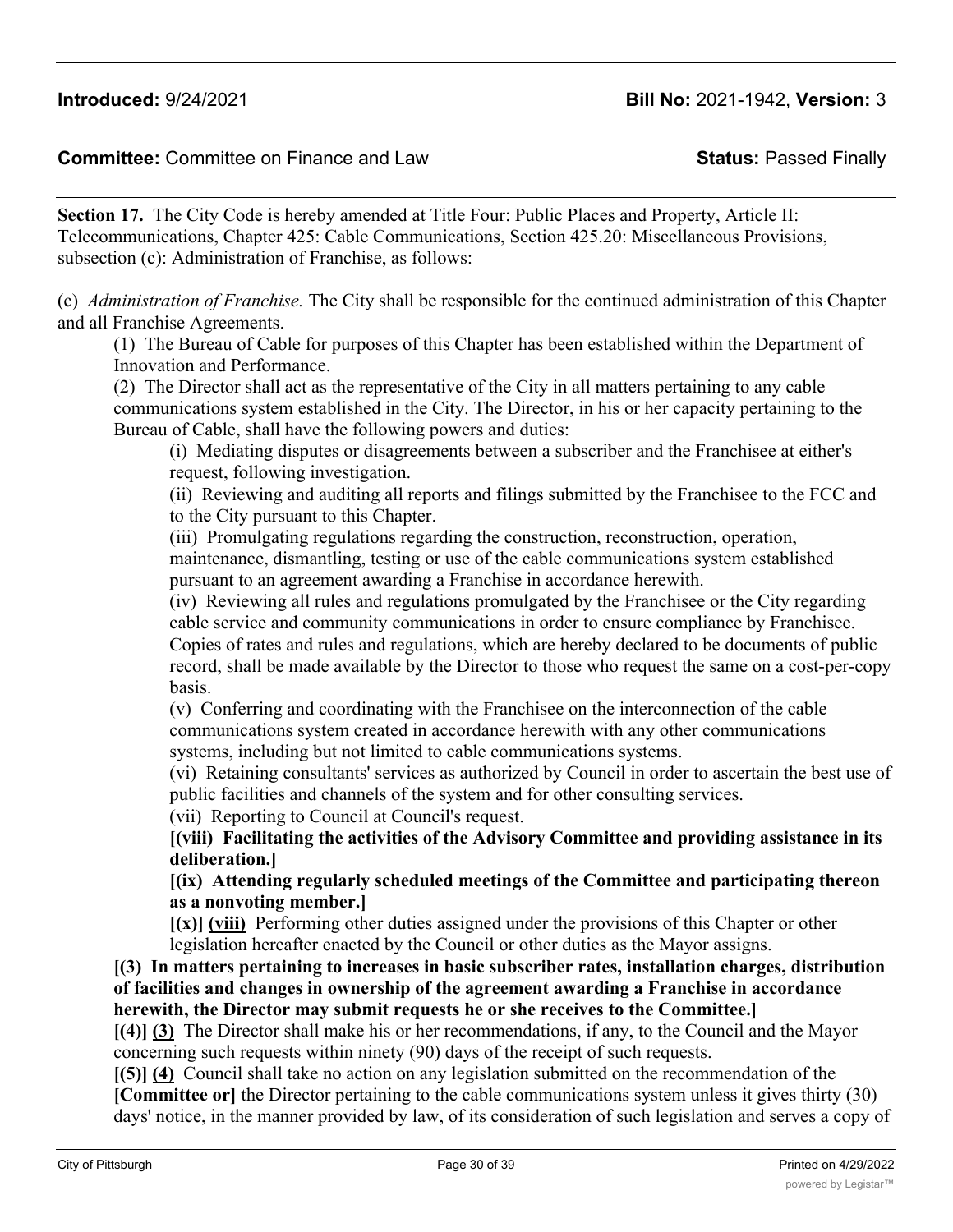**Introduced:** 9/24/2021 **Bill No:** 2021-1942, **Version:** 3

**Committee:** Committee on Finance and Law **Status:** Passed Finally

---

**Section 17.** The City Code is hereby amended at Title Four: Public Places and Property, Article II: Telecommunications, Chapter 425: Cable Communications, Section 425.20: Miscellaneous Provisions, subsection (c): Administration of Franchise, as follows:

(c) *Administration of Franchise.* The City shall be responsible for the continued administration of this Chapter and all Franchise Agreements.

(1) The Bureau of Cable for purposes of this Chapter has been established within the Department of Innovation and Performance.

(2) The Director shall act as the representative of the City in all matters pertaining to any cable communications system established in the City. The Director, in his or her capacity pertaining to the Bureau of Cable, shall have the following powers and duties:

(i) Mediating disputes or disagreements between a subscriber and the Franchisee at either's request, following investigation.

(ii) Reviewing and auditing all reports and filings submitted by the Franchisee to the FCC and to the City pursuant to this Chapter.

(iii) Promulgating regulations regarding the construction, reconstruction, operation, maintenance, dismantling, testing or use of the cable communications system established pursuant to an agreement awarding a Franchise in accordance herewith.

(iv) Reviewing all rules and regulations promulgated by the Franchisee or the City regarding cable service and community communications in order to ensure compliance by Franchisee. Copies of rates and rules and regulations, which are hereby declared to be documents of public record, shall be made available by the Director to those who request the same on a cost-per-copy basis.

(v) Conferring and coordinating with the Franchisee on the interconnection of the cable communications system created in accordance herewith with any other communications systems, including but not limited to cable communications systems.

(vi) Retaining consultants' services as authorized by Council in order to ascertain the best use of public facilities and channels of the system and for other consulting services.

(vii) Reporting to Council at Council's request.

**[(viii) Facilitating the activities of the Advisory Committee and providing assistance in its deliberation.]**

**[(ix) Attending regularly scheduled meetings of the Committee and participating thereon as a nonvoting member.]**

**[(x)]** **<u>(viii)</u>** Performing other duties assigned under the provisions of this Chapter or other legislation hereafter enacted by the Council or other duties as the Mayor assigns.

**[(3) In matters pertaining to increases in basic subscriber rates, installation charges, distribution of facilities and changes in ownership of the agreement awarding a Franchise in accordance herewith, the Director may submit requests he or she receives to the Committee.]**

**[(4)]** **<u>(3)</u>** The Director shall make his or her recommendations, if any, to the Council and the Mayor concerning such requests within ninety (90) days of the receipt of such requests.

**[(5)]** **<u>(4)</u>** Council shall take no action on any legislation submitted on the recommendation of the **[Committee or]** the Director pertaining to the cable communications system unless it gives thirty (30) days' notice, in the manner provided by law, of its consideration of such legislation and serves a copy of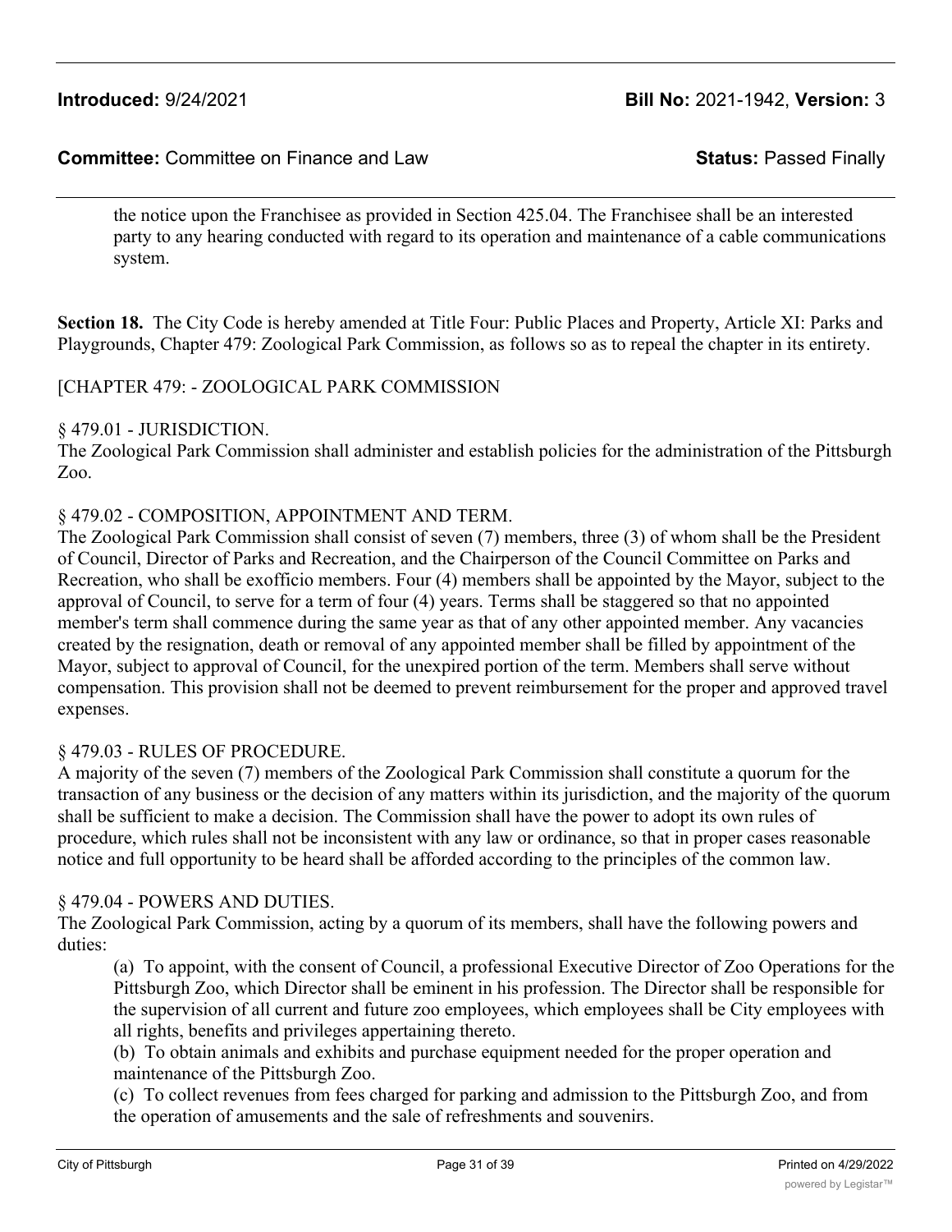the notice upon the Franchisee as provided in Section 425.04. The Franchisee shall be an interested party to any hearing conducted with regard to its operation and maintenance of a cable communications system.

**Section 18.** The City Code is hereby amended at Title Four: Public Places and Property, Article XI: Parks and Playgrounds, Chapter 479: Zoological Park Commission, as follows so as to repeal the chapter in its entirety.

[CHAPTER 479: - ZOOLOGICAL PARK COMMISSION

§ 479.01 - JURISDICTION.
The Zoological Park Commission shall administer and establish policies for the administration of the Pittsburgh Zoo.

§ 479.02 - COMPOSITION, APPOINTMENT AND TERM.
The Zoological Park Commission shall consist of seven (7) members, three (3) of whom shall be the President of Council, Director of Parks and Recreation, and the Chairperson of the Council Committee on Parks and Recreation, who shall be exofficio members. Four (4) members shall be appointed by the Mayor, subject to the approval of Council, to serve for a term of four (4) years. Terms shall be staggered so that no appointed member's term shall commence during the same year as that of any other appointed member. Any vacancies created by the resignation, death or removal of any appointed member shall be filled by appointment of the Mayor, subject to approval of Council, for the unexpired portion of the term. Members shall serve without compensation. This provision shall not be deemed to prevent reimbursement for the proper and approved travel expenses.

§ 479.03 - RULES OF PROCEDURE.
A majority of the seven (7) members of the Zoological Park Commission shall constitute a quorum for the transaction of any business or the decision of any matters within its jurisdiction, and the majority of the quorum shall be sufficient to make a decision. The Commission shall have the power to adopt its own rules of procedure, which rules shall not be inconsistent with any law or ordinance, so that in proper cases reasonable notice and full opportunity to be heard shall be afforded according to the principles of the common law.

§ 479.04 - POWERS AND DUTIES.
The Zoological Park Commission, acting by a quorum of its members, shall have the following powers and duties:

(a) To appoint, with the consent of Council, a professional Executive Director of Zoo Operations for the Pittsburgh Zoo, which Director shall be eminent in his profession. The Director shall be responsible for the supervision of all current and future zoo employees, which employees shall be City employees with all rights, benefits and privileges appertaining thereto.

(b) To obtain animals and exhibits and purchase equipment needed for the proper operation and maintenance of the Pittsburgh Zoo.

(c) To collect revenues from fees charged for parking and admission to the Pittsburgh Zoo, and from the operation of amusements and the sale of refreshments and souvenirs.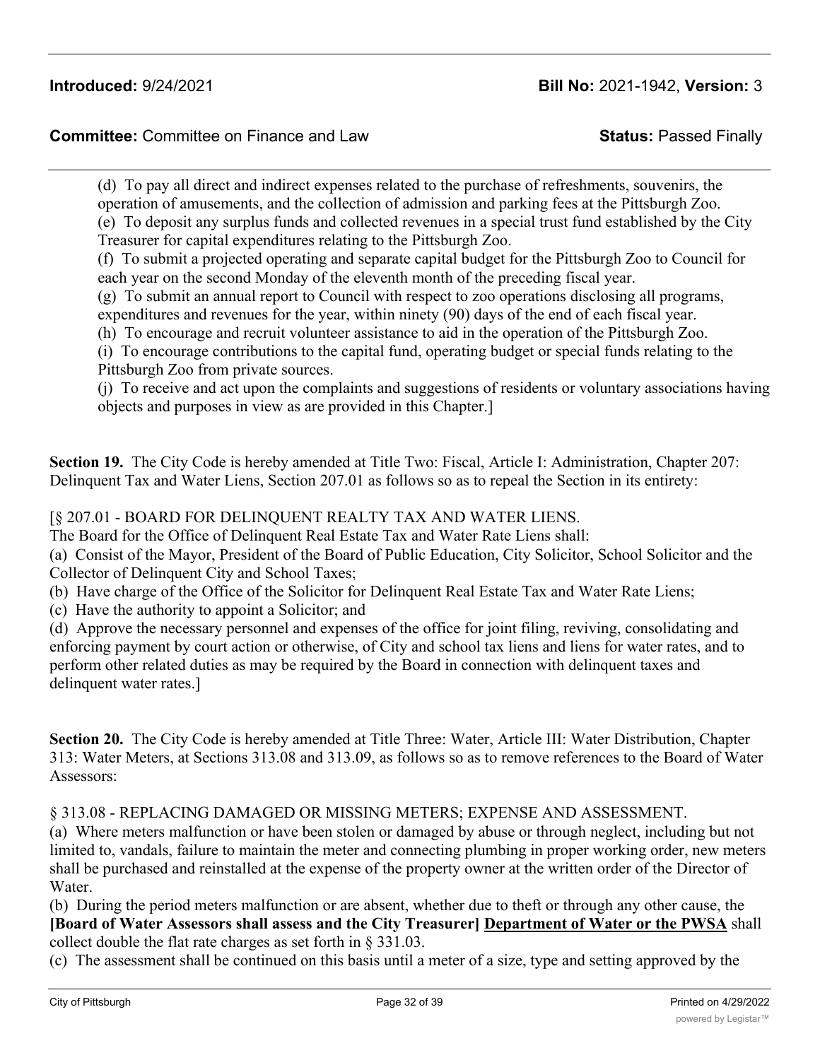(d) To pay all direct and indirect expenses related to the purchase of refreshments, souvenirs, the operation of amusements, and the collection of admission and parking fees at the Pittsburgh Zoo.
(e) To deposit any surplus funds and collected revenues in a special trust fund established by the City Treasurer for capital expenditures relating to the Pittsburgh Zoo.
(f) To submit a projected operating and separate capital budget for the Pittsburgh Zoo to Council for each year on the second Monday of the eleventh month of the preceding fiscal year.
(g) To submit an annual report to Council with respect to zoo operations disclosing all programs, expenditures and revenues for the year, within ninety (90) days of the end of each fiscal year.
(h) To encourage and recruit volunteer assistance to aid in the operation of the Pittsburgh Zoo.
(i) To encourage contributions to the capital fund, operating budget or special funds relating to the Pittsburgh Zoo from private sources.
(j) To receive and act upon the complaints and suggestions of residents or voluntary associations having objects and purposes in view as are provided in this Chapter.]

**Section 19.** The City Code is hereby amended at Title Two: Fiscal, Article I: Administration, Chapter 207: Delinquent Tax and Water Liens, Section 207.01 as follows so as to repeal the Section in its entirety:

[§ 207.01 - BOARD FOR DELINQUENT REALTY TAX AND WATER LIENS.
The Board for the Office of Delinquent Real Estate Tax and Water Rate Liens shall:
(a) Consist of the Mayor, President of the Board of Public Education, City Solicitor, School Solicitor and the Collector of Delinquent City and School Taxes;
(b) Have charge of the Office of the Solicitor for Delinquent Real Estate Tax and Water Rate Liens;
(c) Have the authority to appoint a Solicitor; and
(d) Approve the necessary personnel and expenses of the office for joint filing, reviving, consolidating and enforcing payment by court action or otherwise, of City and school tax liens and liens for water rates, and to perform other related duties as may be required by the Board in connection with delinquent taxes and delinquent water rates.]

**Section 20.** The City Code is hereby amended at Title Three: Water, Article III: Water Distribution, Chapter 313: Water Meters, at Sections 313.08 and 313.09, as follows so as to remove references to the Board of Water Assessors:

§ 313.08 - REPLACING DAMAGED OR MISSING METERS; EXPENSE AND ASSESSMENT.
(a) Where meters malfunction or have been stolen or damaged by abuse or through neglect, including but not limited to, vandals, failure to maintain the meter and connecting plumbing in proper working order, new meters shall be purchased and reinstalled at the expense of the property owner at the written order of the Director of Water.
(b) During the period meters malfunction or are absent, whether due to theft or through any other cause, the **[Board of Water Assessors shall assess and the City Treasurer]** <u>**Department of Water or the PWSA**</u> shall collect double the flat rate charges as set forth in § 331.03.
(c) The assessment shall be continued on this basis until a meter of a size, type and setting approved by the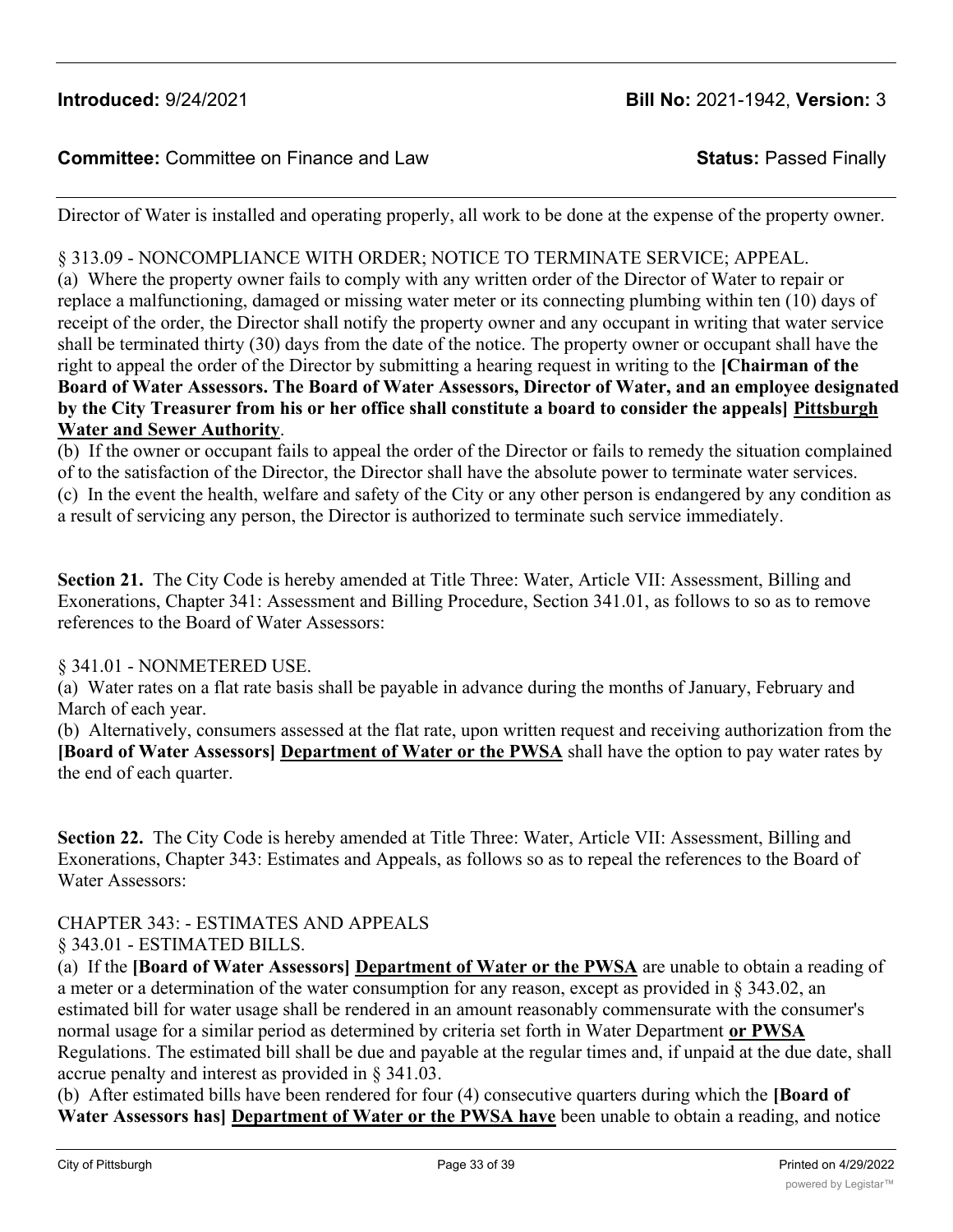Director of Water is installed and operating properly, all work to be done at the expense of the property owner.

§ 313.09 - NONCOMPLIANCE WITH ORDER; NOTICE TO TERMINATE SERVICE; APPEAL.

(a) Where the property owner fails to comply with any written order of the Director of Water to repair or replace a malfunctioning, damaged or missing water meter or its connecting plumbing within ten (10) days of receipt of the order, the Director shall notify the property owner and any occupant in writing that water service shall be terminated thirty (30) days from the date of the notice. The property owner or occupant shall have the right to appeal the order of the Director by submitting a hearing request in writing to the **[Chairman of the Board of Water Assessors. The Board of Water Assessors, Director of Water, and an employee designated by the City Treasurer from his or her office shall constitute a board to consider the appeals]** **<u>Pittsburgh Water and Sewer Authority</u>**.

(b) If the owner or occupant fails to appeal the order of the Director or fails to remedy the situation complained of to the satisfaction of the Director, the Director shall have the absolute power to terminate water services.

(c) In the event the health, welfare and safety of the City or any other person is endangered by any condition as a result of servicing any person, the Director is authorized to terminate such service immediately.

**Section 21.** The City Code is hereby amended at Title Three: Water, Article VII: Assessment, Billing and Exonerations, Chapter 341: Assessment and Billing Procedure, Section 341.01, as follows to so as to remove references to the Board of Water Assessors:

§ 341.01 - NONMETERED USE.

(a) Water rates on a flat rate basis shall be payable in advance during the months of January, February and March of each year.

(b) Alternatively, consumers assessed at the flat rate, upon written request and receiving authorization from the **[Board of Water Assessors]** **<u>Department of Water or the PWSA</u>** shall have the option to pay water rates by the end of each quarter.

**Section 22.** The City Code is hereby amended at Title Three: Water, Article VII: Assessment, Billing and Exonerations, Chapter 343: Estimates and Appeals, as follows so as to repeal the references to the Board of Water Assessors:

CHAPTER 343: - ESTIMATES AND APPEALS

§ 343.01 - ESTIMATED BILLS.

(a) If the **[Board of Water Assessors]** **<u>Department of Water or the PWSA</u>** are unable to obtain a reading of a meter or a determination of the water consumption for any reason, except as provided in § 343.02, an estimated bill for water usage shall be rendered in an amount reasonably commensurate with the consumer's normal usage for a similar period as determined by criteria set forth in Water Department **<u>or PWSA</u>** Regulations. The estimated bill shall be due and payable at the regular times and, if unpaid at the due date, shall accrue penalty and interest as provided in § 341.03.

(b) After estimated bills have been rendered for four (4) consecutive quarters during which the **[Board of Water Assessors has]** **<u>Department of Water or the PWSA have</u>** been unable to obtain a reading, and notice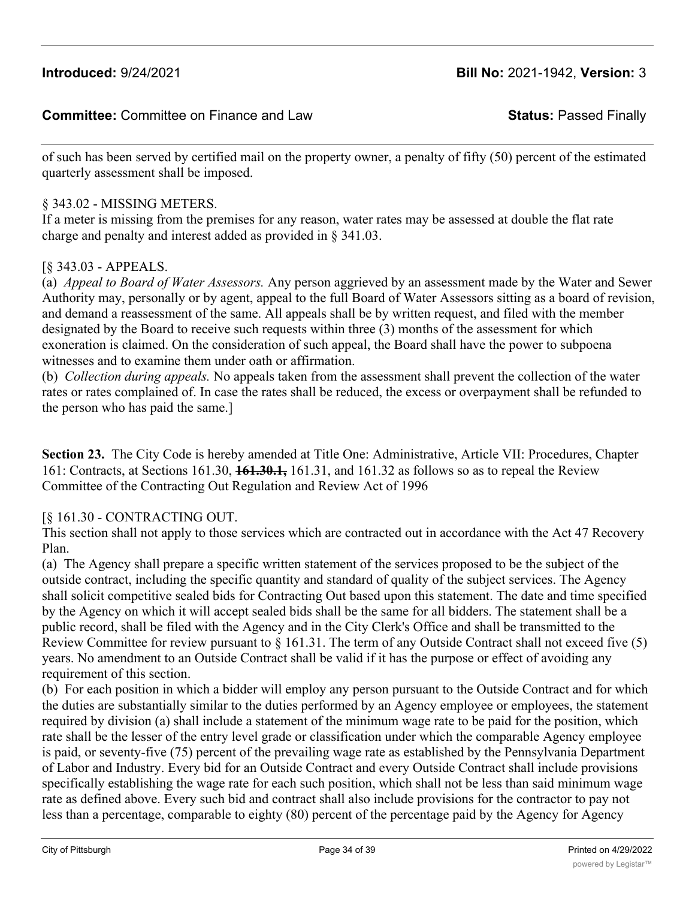of such has been served by certified mail on the property owner, a penalty of fifty (50) percent of the estimated quarterly assessment shall be imposed.

§ 343.02 - MISSING METERS.
If a meter is missing from the premises for any reason, water rates may be assessed at double the flat rate charge and penalty and interest added as provided in § 341.03.

[§ 343.03 - APPEALS.
(a) *Appeal to Board of Water Assessors.* Any person aggrieved by an assessment made by the Water and Sewer Authority may, personally or by agent, appeal to the full Board of Water Assessors sitting as a board of revision, and demand a reassessment of the same. All appeals shall be by written request, and filed with the member designated by the Board to receive such requests within three (3) months of the assessment for which exoneration is claimed. On the consideration of such appeal, the Board shall have the power to subpoena witnesses and to examine them under oath or affirmation.
(b) *Collection during appeals.* No appeals taken from the assessment shall prevent the collection of the water rates or rates complained of. In case the rates shall be reduced, the excess or overpayment shall be refunded to the person who has paid the same.]

**Section 23.** The City Code is hereby amended at Title One: Administrative, Article VII: Procedures, Chapter 161: Contracts, at Sections 161.30, ~~**161.30.1,**~~ 161.31, and 161.32 as follows so as to repeal the Review Committee of the Contracting Out Regulation and Review Act of 1996

[§ 161.30 - CONTRACTING OUT.
This section shall not apply to those services which are contracted out in accordance with the Act 47 Recovery Plan.
(a) The Agency shall prepare a specific written statement of the services proposed to be the subject of the outside contract, including the specific quantity and standard of quality of the subject services. The Agency shall solicit competitive sealed bids for Contracting Out based upon this statement. The date and time specified by the Agency on which it will accept sealed bids shall be the same for all bidders. The statement shall be a public record, shall be filed with the Agency and in the City Clerk's Office and shall be transmitted to the Review Committee for review pursuant to § 161.31. The term of any Outside Contract shall not exceed five (5) years. No amendment to an Outside Contract shall be valid if it has the purpose or effect of avoiding any requirement of this section.
(b) For each position in which a bidder will employ any person pursuant to the Outside Contract and for which the duties are substantially similar to the duties performed by an Agency employee or employees, the statement required by division (a) shall include a statement of the minimum wage rate to be paid for the position, which rate shall be the lesser of the entry level grade or classification under which the comparable Agency employee is paid, or seventy-five (75) percent of the prevailing wage rate as established by the Pennsylvania Department of Labor and Industry. Every bid for an Outside Contract and every Outside Contract shall include provisions specifically establishing the wage rate for each such position, which shall not be less than said minimum wage rate as defined above. Every such bid and contract shall also include provisions for the contractor to pay not less than a percentage, comparable to eighty (80) percent of the percentage paid by the Agency for Agency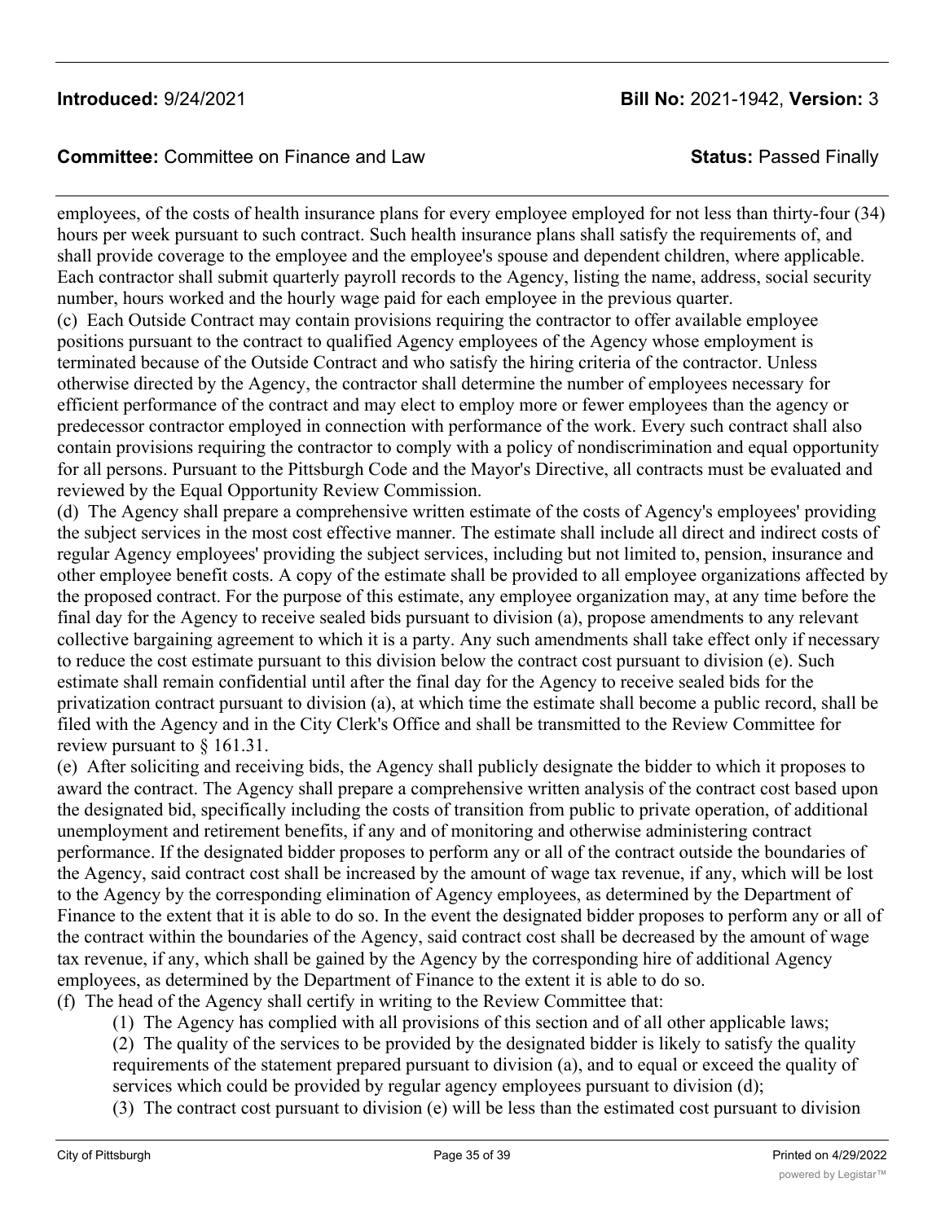employees, of the costs of health insurance plans for every employee employed for not less than thirty-four (34) hours per week pursuant to such contract. Such health insurance plans shall satisfy the requirements of, and shall provide coverage to the employee and the employee's spouse and dependent children, where applicable. Each contractor shall submit quarterly payroll records to the Agency, listing the name, address, social security number, hours worked and the hourly wage paid for each employee in the previous quarter.

(c) Each Outside Contract may contain provisions requiring the contractor to offer available employee positions pursuant to the contract to qualified Agency employees of the Agency whose employment is terminated because of the Outside Contract and who satisfy the hiring criteria of the contractor. Unless otherwise directed by the Agency, the contractor shall determine the number of employees necessary for efficient performance of the contract and may elect to employ more or fewer employees than the agency or predecessor contractor employed in connection with performance of the work. Every such contract shall also contain provisions requiring the contractor to comply with a policy of nondiscrimination and equal opportunity for all persons. Pursuant to the Pittsburgh Code and the Mayor's Directive, all contracts must be evaluated and reviewed by the Equal Opportunity Review Commission.

(d) The Agency shall prepare a comprehensive written estimate of the costs of Agency's employees' providing the subject services in the most cost effective manner. The estimate shall include all direct and indirect costs of regular Agency employees' providing the subject services, including but not limited to, pension, insurance and other employee benefit costs. A copy of the estimate shall be provided to all employee organizations affected by the proposed contract. For the purpose of this estimate, any employee organization may, at any time before the final day for the Agency to receive sealed bids pursuant to division (a), propose amendments to any relevant collective bargaining agreement to which it is a party. Any such amendments shall take effect only if necessary to reduce the cost estimate pursuant to this division below the contract cost pursuant to division (e). Such estimate shall remain confidential until after the final day for the Agency to receive sealed bids for the privatization contract pursuant to division (a), at which time the estimate shall become a public record, shall be filed with the Agency and in the City Clerk's Office and shall be transmitted to the Review Committee for review pursuant to § 161.31.

(e) After soliciting and receiving bids, the Agency shall publicly designate the bidder to which it proposes to award the contract. The Agency shall prepare a comprehensive written analysis of the contract cost based upon the designated bid, specifically including the costs of transition from public to private operation, of additional unemployment and retirement benefits, if any and of monitoring and otherwise administering contract performance. If the designated bidder proposes to perform any or all of the contract outside the boundaries of the Agency, said contract cost shall be increased by the amount of wage tax revenue, if any, which will be lost to the Agency by the corresponding elimination of Agency employees, as determined by the Department of Finance to the extent that it is able to do so. In the event the designated bidder proposes to perform any or all of the contract within the boundaries of the Agency, said contract cost shall be decreased by the amount of wage tax revenue, if any, which shall be gained by the Agency by the corresponding hire of additional Agency employees, as determined by the Department of Finance to the extent it is able to do so.

(f) The head of the Agency shall certify in writing to the Review Committee that:

(1) The Agency has complied with all provisions of this section and of all other applicable laws;

(2) The quality of the services to be provided by the designated bidder is likely to satisfy the quality requirements of the statement prepared pursuant to division (a), and to equal or exceed the quality of services which could be provided by regular agency employees pursuant to division (d);

(3) The contract cost pursuant to division (e) will be less than the estimated cost pursuant to division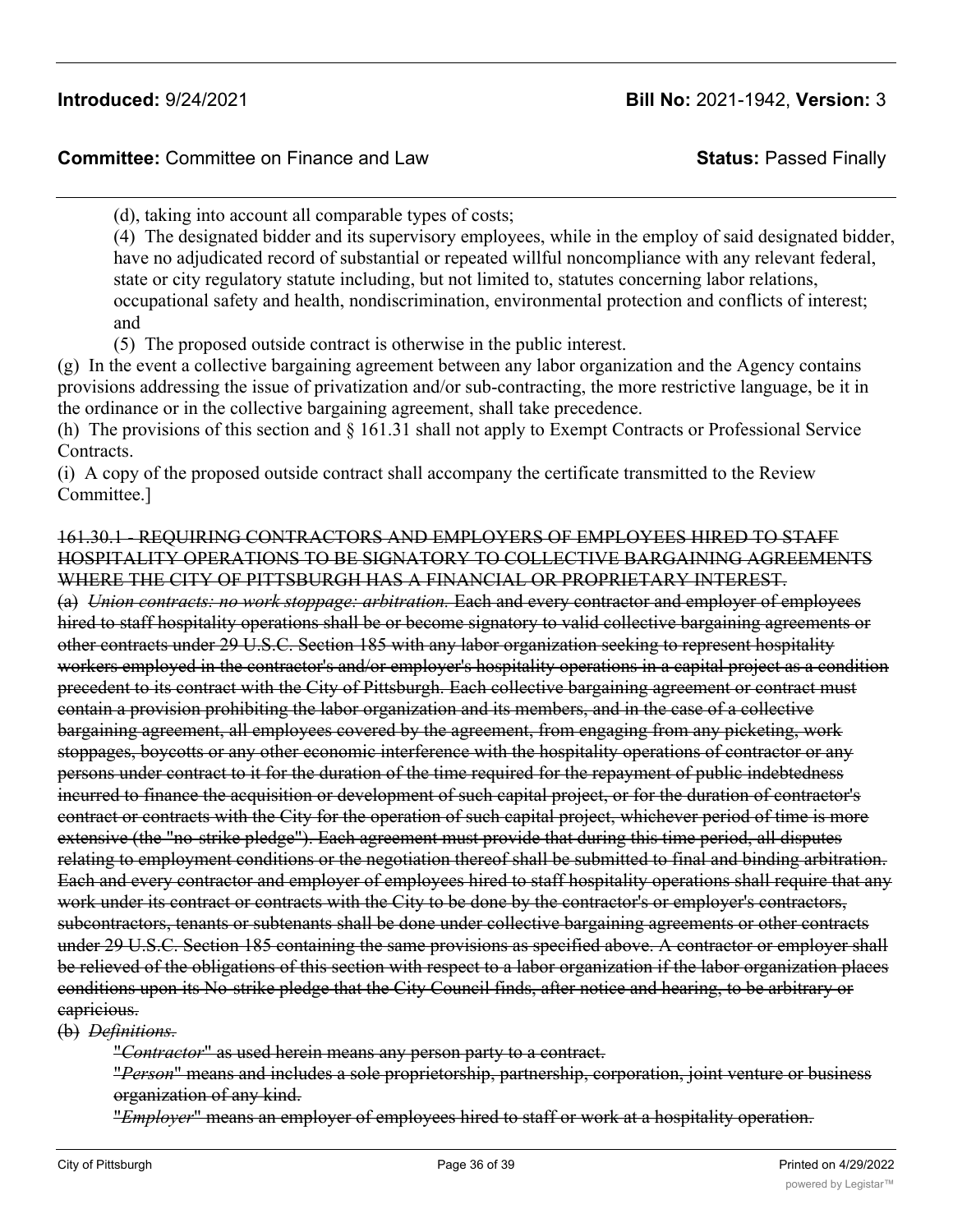(d), taking into account all comparable types of costs;

(4) The designated bidder and its supervisory employees, while in the employ of said designated bidder, have no adjudicated record of substantial or repeated willful noncompliance with any relevant federal, state or city regulatory statute including, but not limited to, statutes concerning labor relations, occupational safety and health, nondiscrimination, environmental protection and conflicts of interest; and

(5) The proposed outside contract is otherwise in the public interest.

(g) In the event a collective bargaining agreement between any labor organization and the Agency contains provisions addressing the issue of privatization and/or sub-contracting, the more restrictive language, be it in the ordinance or in the collective bargaining agreement, shall take precedence.

(h) The provisions of this section and § 161.31 shall not apply to Exempt Contracts or Professional Service Contracts.

(i) A copy of the proposed outside contract shall accompany the certificate transmitted to the Review Committee.]

~~161.30.1 - REQUIRING CONTRACTORS AND EMPLOYERS OF EMPLOYEES HIRED TO STAFF HOSPITALITY OPERATIONS TO BE SIGNATORY TO COLLECTIVE BARGAINING AGREEMENTS WHERE THE CITY OF PITTSBURGH HAS A FINANCIAL OR PROPRIETARY INTEREST.~~

~~(a) *Union contracts: no work stoppage: arbitration.* Each and every contractor and employer of employees hired to staff hospitality operations shall be or become signatory to valid collective bargaining agreements or other contracts under 29 U.S.C. Section 185 with any labor organization seeking to represent hospitality workers employed in the contractor's and/or employer's hospitality operations in a capital project as a condition precedent to its contract with the City of Pittsburgh. Each collective bargaining agreement or contract must contain a provision prohibiting the labor organization and its members, and in the case of a collective bargaining agreement, all employees covered by the agreement, from engaging from any picketing, work stoppages, boycotts or any other economic interference with the hospitality operations of contractor or any persons under contract to it for the duration of the time required for the repayment of public indebtedness incurred to finance the acquisition or development of such capital project, or for the duration of contractor's contract or contracts with the City for the operation of such capital project, whichever period of time is more extensive (the "no-strike pledge"). Each agreement must provide that during this time period, all disputes relating to employment conditions or the negotiation thereof shall be submitted to final and binding arbitration. Each and every contractor and employer of employees hired to staff hospitality operations shall require that any work under its contract or contracts with the City to be done by the contractor's or employer's contractors, subcontractors, tenants or subtenants shall be done under collective bargaining agreements or other contracts under 29 U.S.C. Section 185 containing the same provisions as specified above. A contractor or employer shall be relieved of the obligations of this section with respect to a labor organization if the labor organization places conditions upon its No-strike pledge that the City Council finds, after notice and hearing, to be arbitrary or capricious.~~

~~(b) *Definitions.*~~

~~"*Contractor*" as used herein means any person party to a contract.~~

~~"*Person*" means and includes a sole proprietorship, partnership, corporation, joint venture or business organization of any kind.~~

~~"*Employer*" means an employer of employees hired to staff or work at a hospitality operation.~~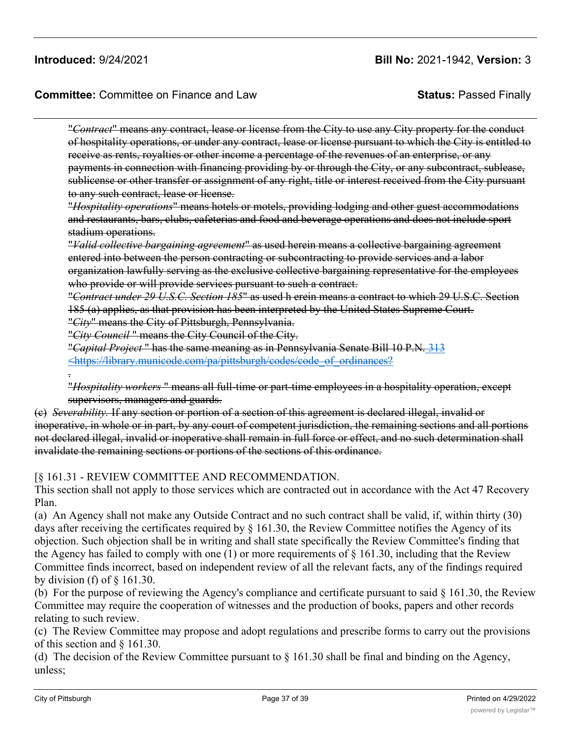~~"*Contract*" means any contract, lease or license from the City to use any City property for the conduct of hospitality operations, or under any contract, lease or license pursuant to which the City is entitled to receive as rents, royalties or other income a percentage of the revenues of an enterprise, or any payments in connection with financing providing by or through the City, or any subcontract, sublease, sublicense or other transfer or assignment of any right, title or interest received from the City pursuant to any such contract, lease or license.~~

~~"*Hospitality operations*" means hotels or motels, providing lodging and other guest accommodations and restaurants, bars, clubs, cafeterias and food and beverage operations and does not include sport stadium operations.~~

~~"*Valid collective bargaining agreement*" as used herein means a collective bargaining agreement entered into between the person contracting or subcontracting to provide services and a labor organization lawfully serving as the exclusive collective bargaining representative for the employees who provide or will provide services pursuant to such a contract.~~

~~"*Contract under 29 U.S.C. Section 185*" as used h erein means a contract to which 29 U.S.C. Section 185 (a) applies, as that provision has been interpreted by the United States Supreme Court.~~

~~"*City*" means the City of Pittsburgh, Pennsylvania.~~

~~"*City Council* " means the City Council of the City.~~

~~"*Capital Project* " has the same meaning as in Pennsylvania Senate Bill 10 P.N.~~ [313 <https://library.municode.com/pa/pittsburgh/codes/code_of_ordinances?](https://library.municode.com/pa/pittsburgh/codes/code_of_ordinances?)

~~.~~

~~"*Hospitality workers* " means all full-time or part-time employees in a hospitality operation, except supervisors, managers and guards.~~

~~(c) *Severability.* If any section or portion of a section of this agreement is declared illegal, invalid or inoperative, in whole or in part, by any court of competent jurisdiction, the remaining sections and all portions not declared illegal, invalid or inoperative shall remain in full force or effect, and no such determination shall invalidate the remaining sections or portions of the sections of this ordinance.~~

[§ 161.31 - REVIEW COMMITTEE AND RECOMMENDATION.

This section shall not apply to those services which are contracted out in accordance with the Act 47 Recovery Plan.

(a) An Agency shall not make any Outside Contract and no such contract shall be valid, if, within thirty (30) days after receiving the certificates required by § 161.30, the Review Committee notifies the Agency of its objection. Such objection shall be in writing and shall state specifically the Review Committee's finding that the Agency has failed to comply with one (1) or more requirements of § 161.30, including that the Review Committee finds incorrect, based on independent review of all the relevant facts, any of the findings required by division (f) of § 161.30.

(b) For the purpose of reviewing the Agency's compliance and certificate pursuant to said § 161.30, the Review Committee may require the cooperation of witnesses and the production of books, papers and other records relating to such review.

(c) The Review Committee may propose and adopt regulations and prescribe forms to carry out the provisions of this section and § 161.30.

(d) The decision of the Review Committee pursuant to § 161.30 shall be final and binding on the Agency, unless;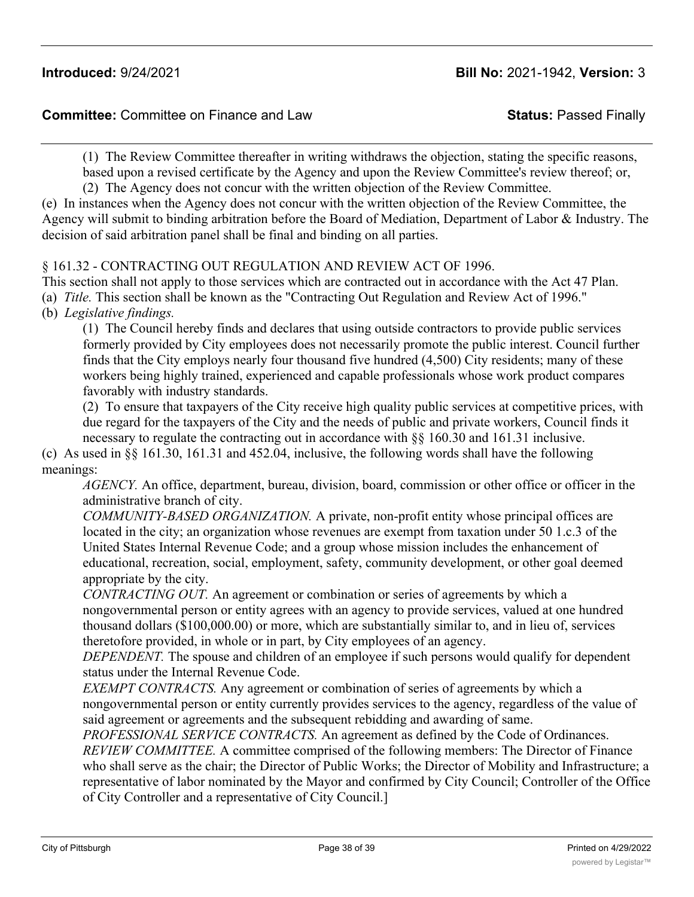(1) The Review Committee thereafter in writing withdraws the objection, stating the specific reasons, based upon a revised certificate by the Agency and upon the Review Committee's review thereof; or,

(2) The Agency does not concur with the written objection of the Review Committee.

(e) In instances when the Agency does not concur with the written objection of the Review Committee, the Agency will submit to binding arbitration before the Board of Mediation, Department of Labor & Industry. The decision of said arbitration panel shall be final and binding on all parties.

§ 161.32 - CONTRACTING OUT REGULATION AND REVIEW ACT OF 1996.

This section shall not apply to those services which are contracted out in accordance with the Act 47 Plan.

(a) *Title.* This section shall be known as the "Contracting Out Regulation and Review Act of 1996."

(b) *Legislative findings.*

(1) The Council hereby finds and declares that using outside contractors to provide public services formerly provided by City employees does not necessarily promote the public interest. Council further finds that the City employs nearly four thousand five hundred (4,500) City residents; many of these workers being highly trained, experienced and capable professionals whose work product compares favorably with industry standards.

(2) To ensure that taxpayers of the City receive high quality public services at competitive prices, with due regard for the taxpayers of the City and the needs of public and private workers, Council finds it necessary to regulate the contracting out in accordance with §§ 160.30 and 161.31 inclusive.

(c) As used in §§ 161.30, 161.31 and 452.04, inclusive, the following words shall have the following meanings:

*AGENCY.* An office, department, bureau, division, board, commission or other office or officer in the administrative branch of city.

*COMMUNITY-BASED ORGANIZATION.* A private, non-profit entity whose principal offices are located in the city; an organization whose revenues are exempt from taxation under 50 1.c.3 of the United States Internal Revenue Code; and a group whose mission includes the enhancement of educational, recreation, social, employment, safety, community development, or other goal deemed appropriate by the city.

*CONTRACTING OUT.* An agreement or combination or series of agreements by which a nongovernmental person or entity agrees with an agency to provide services, valued at one hundred thousand dollars ($100,000.00) or more, which are substantially similar to, and in lieu of, services theretofore provided, in whole or in part, by City employees of an agency.

*DEPENDENT.* The spouse and children of an employee if such persons would qualify for dependent status under the Internal Revenue Code.

*EXEMPT CONTRACTS.* Any agreement or combination of series of agreements by which a nongovernmental person or entity currently provides services to the agency, regardless of the value of said agreement or agreements and the subsequent rebidding and awarding of same.

*PROFESSIONAL SERVICE CONTRACTS.* An agreement as defined by the Code of Ordinances.

*REVIEW COMMITTEE.* A committee comprised of the following members: The Director of Finance who shall serve as the chair; the Director of Public Works; the Director of Mobility and Infrastructure; a representative of labor nominated by the Mayor and confirmed by City Council; Controller of the Office of City Controller and a representative of City Council.]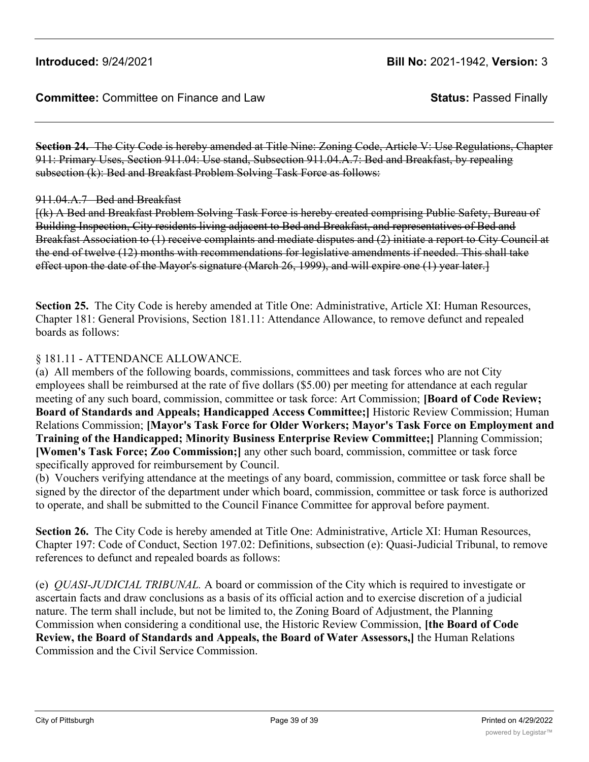~~**Section 24.** The City Code is hereby amended at Title Nine: Zoning Code, Article V: Use Regulations, Chapter 911: Primary Uses, Section 911.04: Use stand, Subsection 911.04.A.7: Bed and Breakfast, by repealing subsection (k): Bed and Breakfast Problem Solving Task Force as follows:~~

~~911.04.A.7 Bed and Breakfast~~

~~[(k) A Bed and Breakfast Problem Solving Task Force is hereby created comprising Public Safety, Bureau of Building Inspection, City residents living adjacent to Bed and Breakfast, and representatives of Bed and Breakfast Association to (1) receive complaints and mediate disputes and (2) initiate a report to City Council at the end of twelve (12) months with recommendations for legislative amendments if needed. This shall take effect upon the date of the Mayor's signature (March 26, 1999), and will expire one (1) year later.]~~

**Section 25.** The City Code is hereby amended at Title One: Administrative, Article XI: Human Resources, Chapter 181: General Provisions, Section 181.11: Attendance Allowance, to remove defunct and repealed boards as follows:

§ 181.11 - ATTENDANCE ALLOWANCE.

(a) All members of the following boards, commissions, committees and task forces who are not City employees shall be reimbursed at the rate of five dollars ($5.00) per meeting for attendance at each regular meeting of any such board, commission, committee or task force: Art Commission; **[Board of Code Review; Board of Standards and Appeals; Handicapped Access Committee;]** Historic Review Commission; Human Relations Commission; **[Mayor's Task Force for Older Workers; Mayor's Task Force on Employment and Training of the Handicapped; Minority Business Enterprise Review Committee;]** Planning Commission; **[Women's Task Force; Zoo Commission;]** any other such board, commission, committee or task force specifically approved for reimbursement by Council.

(b) Vouchers verifying attendance at the meetings of any board, commission, committee or task force shall be signed by the director of the department under which board, commission, committee or task force is authorized to operate, and shall be submitted to the Council Finance Committee for approval before payment.

**Section 26.** The City Code is hereby amended at Title One: Administrative, Article XI: Human Resources, Chapter 197: Code of Conduct, Section 197.02: Definitions, subsection (e): Quasi-Judicial Tribunal, to remove references to defunct and repealed boards as follows:

(e) *QUASI-JUDICIAL TRIBUNAL.* A board or commission of the City which is required to investigate or ascertain facts and draw conclusions as a basis of its official action and to exercise discretion of a judicial nature. The term shall include, but not be limited to, the Zoning Board of Adjustment, the Planning Commission when considering a conditional use, the Historic Review Commission, **[the Board of Code Review, the Board of Standards and Appeals, the Board of Water Assessors,]** the Human Relations Commission and the Civil Service Commission.